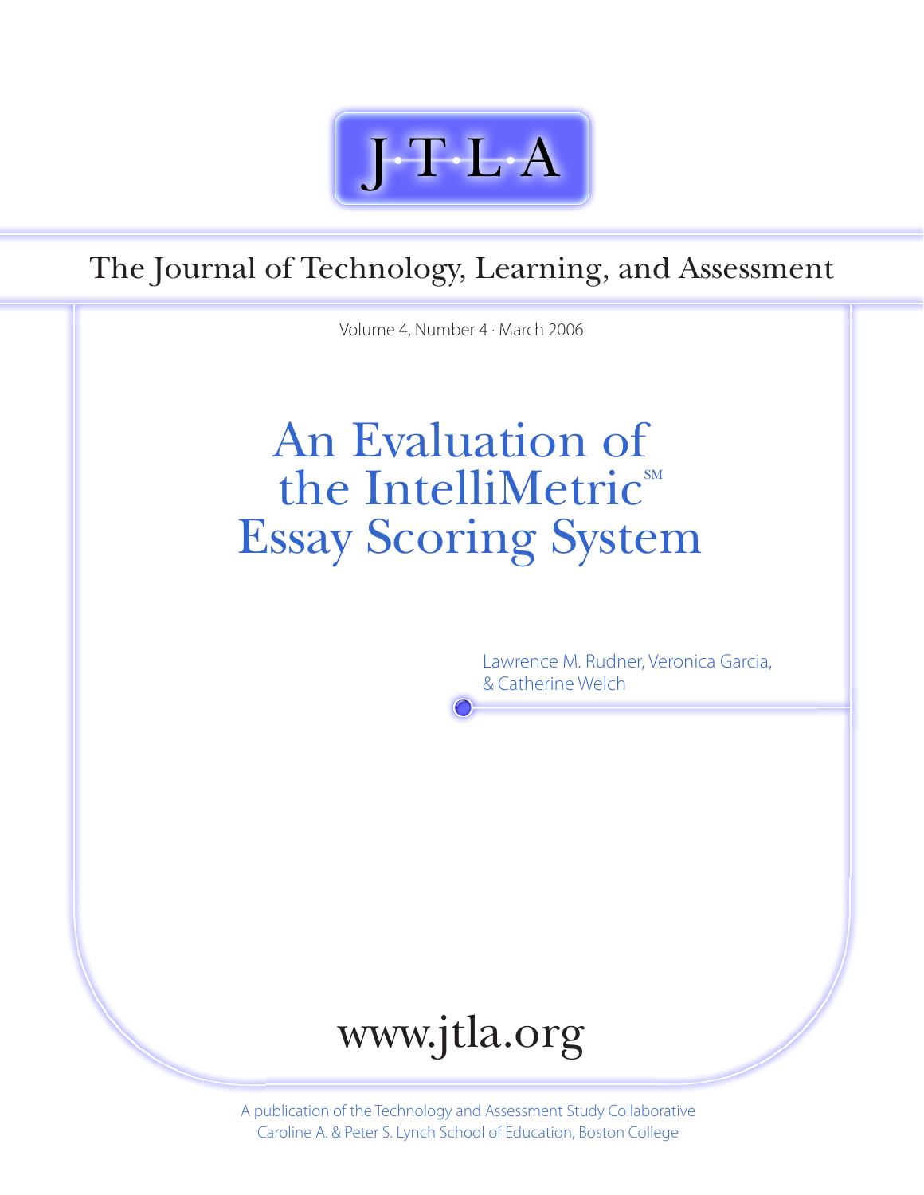J·T·L·A

The Journal of Technology, Learning, and Assessment

Volume 4, Number 4 · March 2006

# An Evaluation of the IntelliMetric[SM] Essay Scoring System

Lawrence M. Rudner, Veronica Garcia, & Catherine Welch

www.jtla.org

A publication of the Technology and Assessment Study Collaborative
Caroline A. & Peter S. Lynch School of Education, Boston College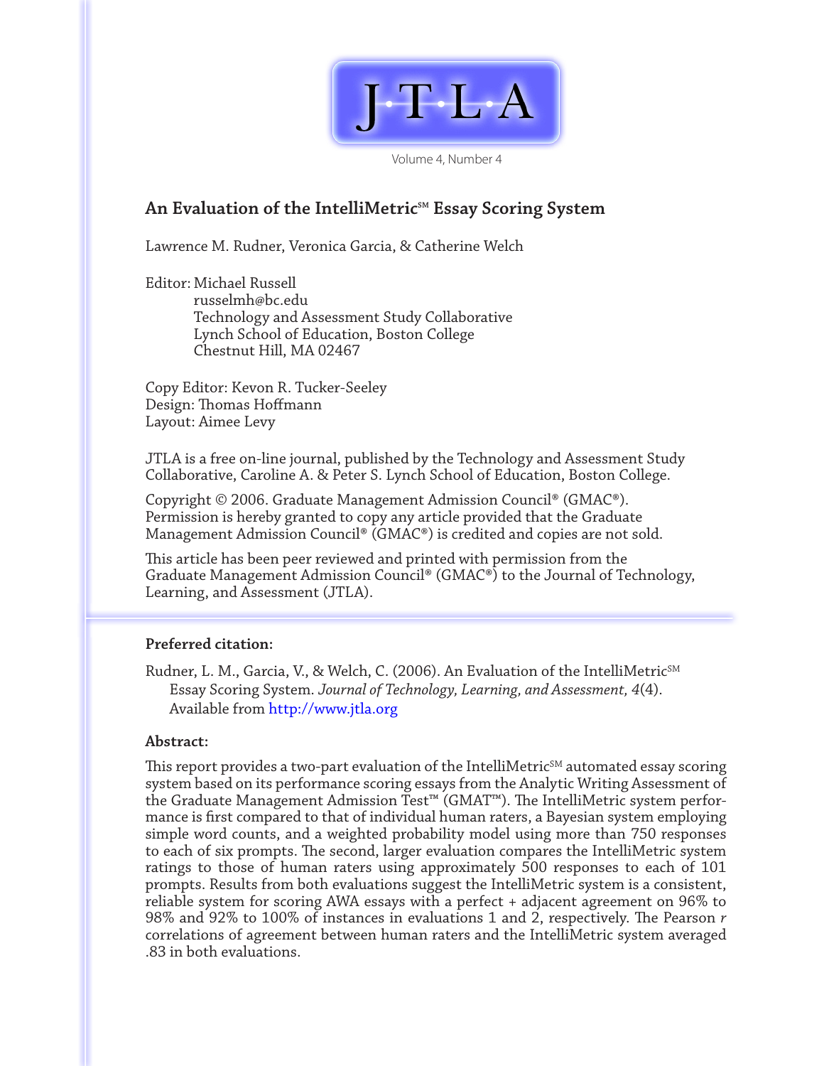J·T·L·A

Volume 4, Number 4

# An Evaluation of the IntelliMetric℠ Essay Scoring System

Lawrence M. Rudner, Veronica Garcia, & Catherine Welch

Editor: Michael Russell
russelmh@bc.edu
Technology and Assessment Study Collaborative
Lynch School of Education, Boston College
Chestnut Hill, MA 02467

Copy Editor: Kevon R. Tucker-Seeley
Design: Thomas Hoffmann
Layout: Aimee Levy

JTLA is a free on-line journal, published by the Technology and Assessment Study Collaborative, Caroline A. & Peter S. Lynch School of Education, Boston College.

Copyright © 2006. Graduate Management Admission Council® (GMAC®). Permission is hereby granted to copy any article provided that the Graduate Management Admission Council® (GMAC®) is credited and copies are not sold.

This article has been peer reviewed and printed with permission from the Graduate Management Admission Council® (GMAC®) to the Journal of Technology, Learning, and Assessment (JTLA).

**Preferred citation:**

Rudner, L. M., Garcia, V., & Welch, C. (2006). An Evaluation of the IntelliMetric℠ Essay Scoring System. *Journal of Technology, Learning, and Assessment, 4*(4). Available from http://www.jtla.org

**Abstract:**

This report provides a two-part evaluation of the IntelliMetric℠ automated essay scoring system based on its performance scoring essays from the Analytic Writing Assessment of the Graduate Management Admission Test™ (GMAT™). The IntelliMetric system performance is first compared to that of individual human raters, a Bayesian system employing simple word counts, and a weighted probability model using more than 750 responses to each of six prompts. The second, larger evaluation compares the IntelliMetric system ratings to those of human raters using approximately 500 responses to each of 101 prompts. Results from both evaluations suggest the IntelliMetric system is a consistent, reliable system for scoring AWA essays with a perfect + adjacent agreement on 96% to 98% and 92% to 100% of instances in evaluations 1 and 2, respectively. The Pearson *r* correlations of agreement between human raters and the IntelliMetric system averaged .83 in both evaluations.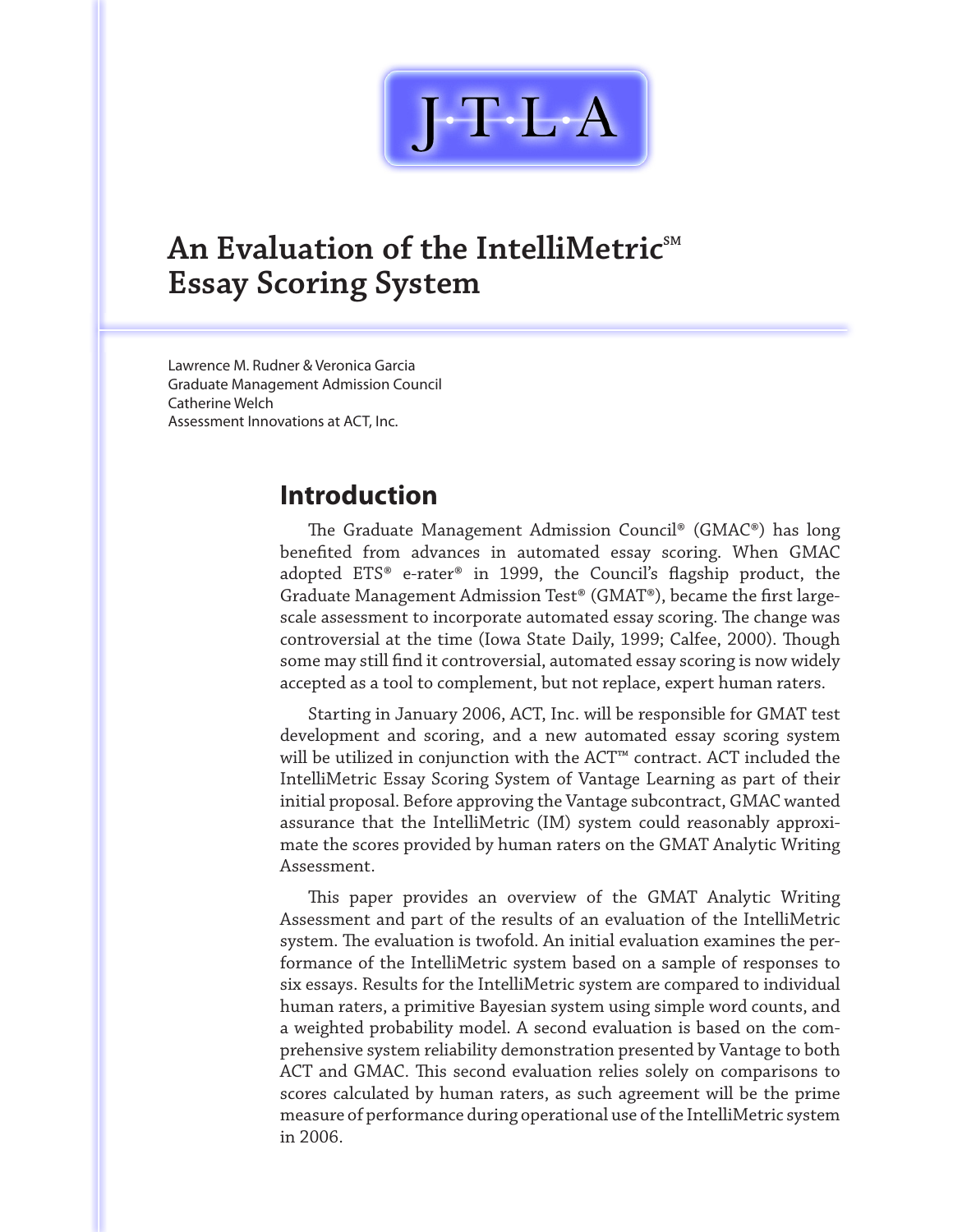J·T·L·A

# An Evaluation of the IntelliMetric℠ Essay Scoring System

Lawrence M. Rudner & Veronica Garcia
Graduate Management Admission Council
Catherine Welch
Assessment Innovations at ACT, Inc.

## Introduction

The Graduate Management Admission Council® (GMAC®) has long benefited from advances in automated essay scoring. When GMAC adopted ETS® e-rater® in 1999, the Council's flagship product, the Graduate Management Admission Test® (GMAT®), became the first large-scale assessment to incorporate automated essay scoring. The change was controversial at the time (Iowa State Daily, 1999; Calfee, 2000). Though some may still find it controversial, automated essay scoring is now widely accepted as a tool to complement, but not replace, expert human raters.

Starting in January 2006, ACT, Inc. will be responsible for GMAT test development and scoring, and a new automated essay scoring system will be utilized in conjunction with the ACT™ contract. ACT included the IntelliMetric Essay Scoring System of Vantage Learning as part of their initial proposal. Before approving the Vantage subcontract, GMAC wanted assurance that the IntelliMetric (IM) system could reasonably approximate the scores provided by human raters on the GMAT Analytic Writing Assessment.

This paper provides an overview of the GMAT Analytic Writing Assessment and part of the results of an evaluation of the IntelliMetric system. The evaluation is twofold. An initial evaluation examines the performance of the IntelliMetric system based on a sample of responses to six essays. Results for the IntelliMetric system are compared to individual human raters, a primitive Bayesian system using simple word counts, and a weighted probability model. A second evaluation is based on the comprehensive system reliability demonstration presented by Vantage to both ACT and GMAC. This second evaluation relies solely on comparisons to scores calculated by human raters, as such agreement will be the prime measure of performance during operational use of the IntelliMetric system in 2006.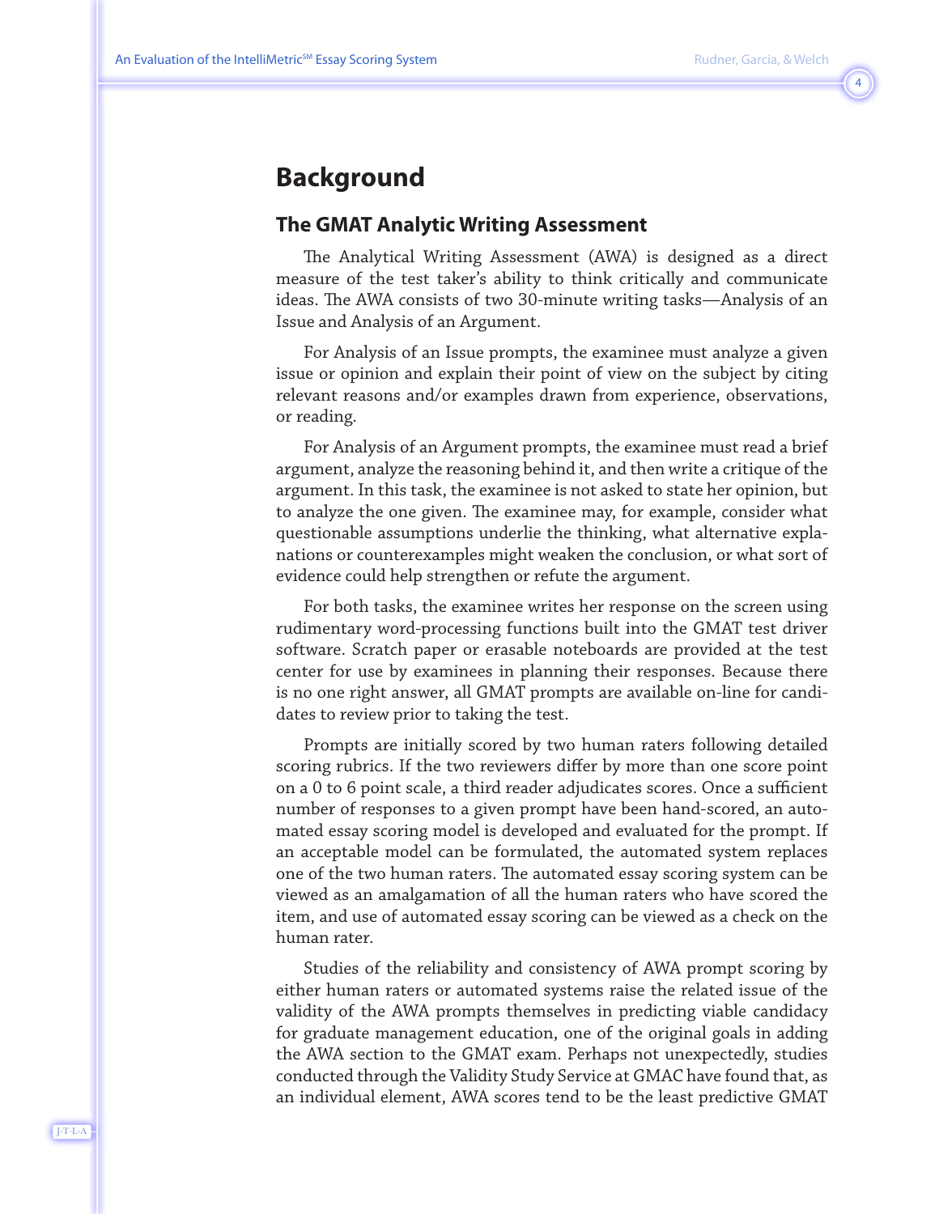## Background

### The GMAT Analytic Writing Assessment

The Analytical Writing Assessment (AWA) is designed as a direct measure of the test taker's ability to think critically and communicate ideas. The AWA consists of two 30-minute writing tasks—Analysis of an Issue and Analysis of an Argument.

For Analysis of an Issue prompts, the examinee must analyze a given issue or opinion and explain their point of view on the subject by citing relevant reasons and/or examples drawn from experience, observations, or reading.

For Analysis of an Argument prompts, the examinee must read a brief argument, analyze the reasoning behind it, and then write a critique of the argument. In this task, the examinee is not asked to state her opinion, but to analyze the one given. The examinee may, for example, consider what questionable assumptions underlie the thinking, what alternative explanations or counterexamples might weaken the conclusion, or what sort of evidence could help strengthen or refute the argument.

For both tasks, the examinee writes her response on the screen using rudimentary word-processing functions built into the GMAT test driver software. Scratch paper or erasable noteboards are provided at the test center for use by examinees in planning their responses. Because there is no one right answer, all GMAT prompts are available on-line for candidates to review prior to taking the test.

Prompts are initially scored by two human raters following detailed scoring rubrics. If the two reviewers differ by more than one score point on a 0 to 6 point scale, a third reader adjudicates scores. Once a sufficient number of responses to a given prompt have been hand-scored, an automated essay scoring model is developed and evaluated for the prompt. If an acceptable model can be formulated, the automated system replaces one of the two human raters. The automated essay scoring system can be viewed as an amalgamation of all the human raters who have scored the item, and use of automated essay scoring can be viewed as a check on the human rater.

Studies of the reliability and consistency of AWA prompt scoring by either human raters or automated systems raise the related issue of the validity of the AWA prompts themselves in predicting viable candidacy for graduate management education, one of the original goals in adding the AWA section to the GMAT exam. Perhaps not unexpectedly, studies conducted through the Validity Study Service at GMAC have found that, as an individual element, AWA scores tend to be the least predictive GMAT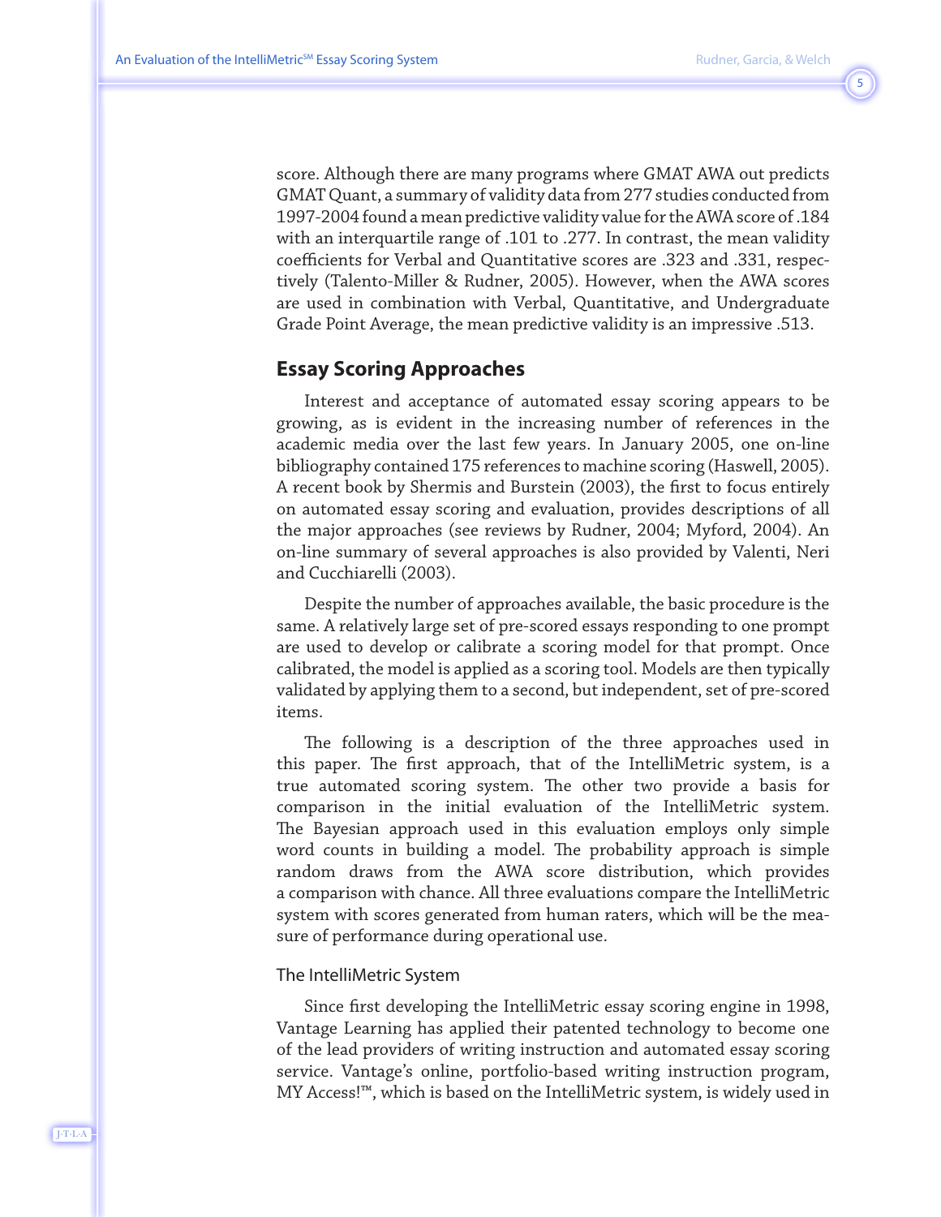score. Although there are many programs where GMAT AWA out predicts GMAT Quant, a summary of validity data from 277 studies conducted from 1997-2004 found a mean predictive validity value for the AWA score of .184 with an interquartile range of .101 to .277. In contrast, the mean validity coefficients for Verbal and Quantitative scores are .323 and .331, respectively (Talento-Miller & Rudner, 2005). However, when the AWA scores are used in combination with Verbal, Quantitative, and Undergraduate Grade Point Average, the mean predictive validity is an impressive .513.

## Essay Scoring Approaches

Interest and acceptance of automated essay scoring appears to be growing, as is evident in the increasing number of references in the academic media over the last few years. In January 2005, one on-line bibliography contained 175 references to machine scoring (Haswell, 2005). A recent book by Shermis and Burstein (2003), the first to focus entirely on automated essay scoring and evaluation, provides descriptions of all the major approaches (see reviews by Rudner, 2004; Myford, 2004). An on-line summary of several approaches is also provided by Valenti, Neri and Cucchiarelli (2003).

Despite the number of approaches available, the basic procedure is the same. A relatively large set of pre-scored essays responding to one prompt are used to develop or calibrate a scoring model for that prompt. Once calibrated, the model is applied as a scoring tool. Models are then typically validated by applying them to a second, but independent, set of pre-scored items.

The following is a description of the three approaches used in this paper. The first approach, that of the IntelliMetric system, is a true automated scoring system. The other two provide a basis for comparison in the initial evaluation of the IntelliMetric system. The Bayesian approach used in this evaluation employs only simple word counts in building a model. The probability approach is simple random draws from the AWA score distribution, which provides a comparison with chance. All three evaluations compare the IntelliMetric system with scores generated from human raters, which will be the measure of performance during operational use.

### The IntelliMetric System

Since first developing the IntelliMetric essay scoring engine in 1998, Vantage Learning has applied their patented technology to become one of the lead providers of writing instruction and automated essay scoring service. Vantage's online, portfolio-based writing instruction program, MY Access!™, which is based on the IntelliMetric system, is widely used in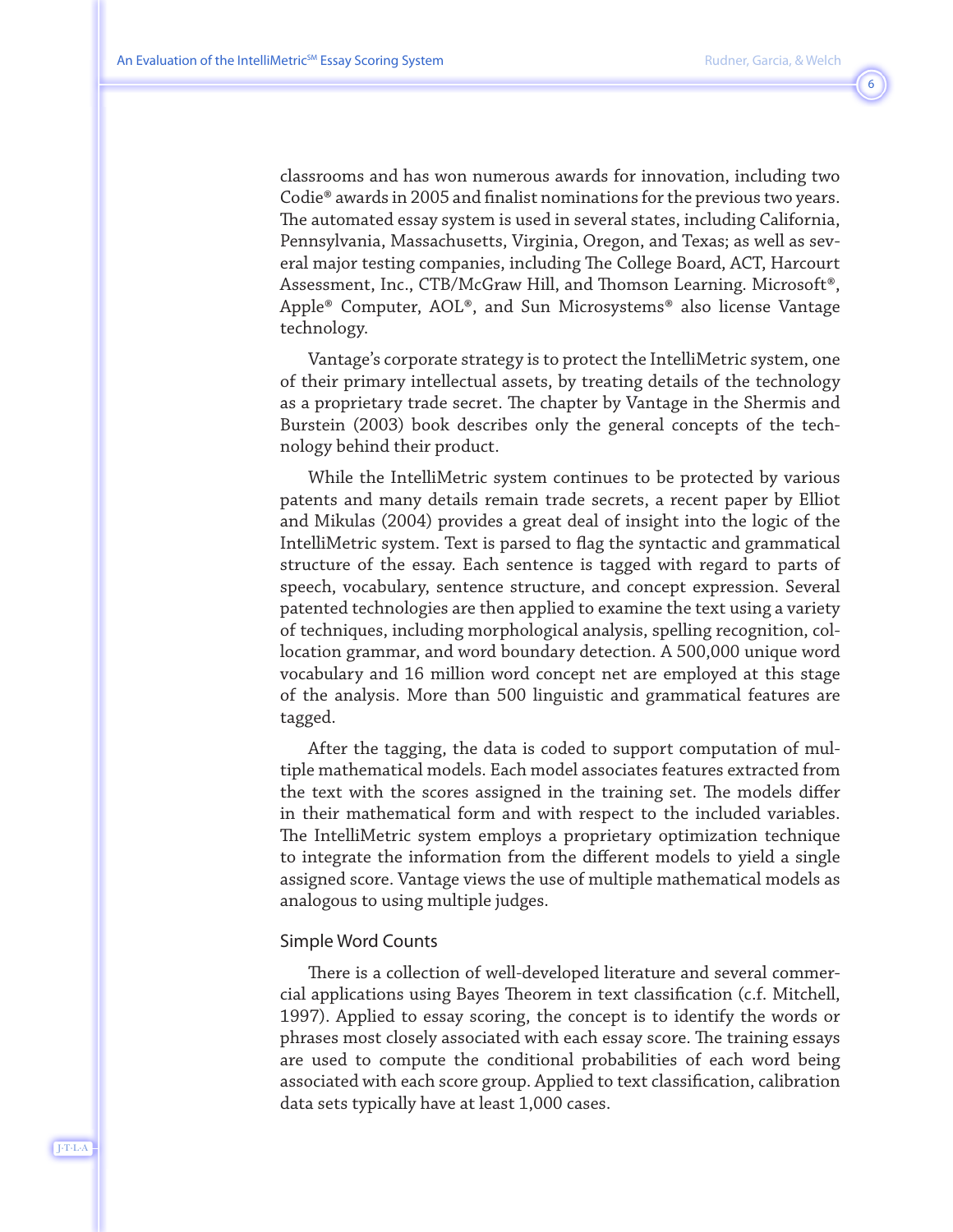classrooms and has won numerous awards for innovation, including two Codie® awards in 2005 and finalist nominations for the previous two years. The automated essay system is used in several states, including California, Pennsylvania, Massachusetts, Virginia, Oregon, and Texas; as well as several major testing companies, including The College Board, ACT, Harcourt Assessment, Inc., CTB/McGraw Hill, and Thomson Learning. Microsoft®, Apple® Computer, AOL®, and Sun Microsystems® also license Vantage technology.

Vantage's corporate strategy is to protect the IntelliMetric system, one of their primary intellectual assets, by treating details of the technology as a proprietary trade secret. The chapter by Vantage in the Shermis and Burstein (2003) book describes only the general concepts of the technology behind their product.

While the IntelliMetric system continues to be protected by various patents and many details remain trade secrets, a recent paper by Elliot and Mikulas (2004) provides a great deal of insight into the logic of the IntelliMetric system. Text is parsed to flag the syntactic and grammatical structure of the essay. Each sentence is tagged with regard to parts of speech, vocabulary, sentence structure, and concept expression. Several patented technologies are then applied to examine the text using a variety of techniques, including morphological analysis, spelling recognition, collocation grammar, and word boundary detection. A 500,000 unique word vocabulary and 16 million word concept net are employed at this stage of the analysis. More than 500 linguistic and grammatical features are tagged.

After the tagging, the data is coded to support computation of multiple mathematical models. Each model associates features extracted from the text with the scores assigned in the training set. The models differ in their mathematical form and with respect to the included variables. The IntelliMetric system employs a proprietary optimization technique to integrate the information from the different models to yield a single assigned score. Vantage views the use of multiple mathematical models as analogous to using multiple judges.

### Simple Word Counts

There is a collection of well-developed literature and several commercial applications using Bayes Theorem in text classification (c.f. Mitchell, 1997). Applied to essay scoring, the concept is to identify the words or phrases most closely associated with each essay score. The training essays are used to compute the conditional probabilities of each word being associated with each score group. Applied to text classification, calibration data sets typically have at least 1,000 cases.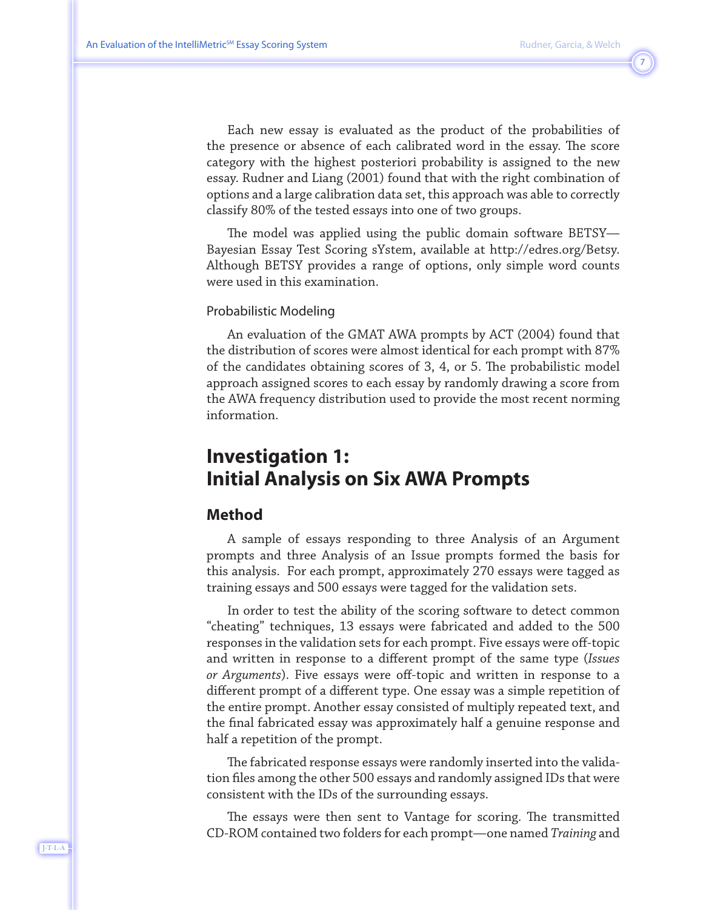Each new essay is evaluated as the product of the probabilities of the presence or absence of each calibrated word in the essay. The score category with the highest posteriori probability is assigned to the new essay. Rudner and Liang (2001) found that with the right combination of options and a large calibration data set, this approach was able to correctly classify 80% of the tested essays into one of two groups.

The model was applied using the public domain software BETSY—Bayesian Essay Test Scoring sYstem, available at http://edres.org/Betsy. Although BETSY provides a range of options, only simple word counts were used in this examination.

### Probabilistic Modeling

An evaluation of the GMAT AWA prompts by ACT (2004) found that the distribution of scores were almost identical for each prompt with 87% of the candidates obtaining scores of 3, 4, or 5. The probabilistic model approach assigned scores to each essay by randomly drawing a score from the AWA frequency distribution used to provide the most recent norming information.

# Investigation 1: Initial Analysis on Six AWA Prompts

## Method

A sample of essays responding to three Analysis of an Argument prompts and three Analysis of an Issue prompts formed the basis for this analysis. For each prompt, approximately 270 essays were tagged as training essays and 500 essays were tagged for the validation sets.

In order to test the ability of the scoring software to detect common "cheating" techniques, 13 essays were fabricated and added to the 500 responses in the validation sets for each prompt. Five essays were off-topic and written in response to a different prompt of the same type (*Issues or Arguments*). Five essays were off-topic and written in response to a different prompt of a different type. One essay was a simple repetition of the entire prompt. Another essay consisted of multiply repeated text, and the final fabricated essay was approximately half a genuine response and half a repetition of the prompt.

The fabricated response essays were randomly inserted into the validation files among the other 500 essays and randomly assigned IDs that were consistent with the IDs of the surrounding essays.

The essays were then sent to Vantage for scoring. The transmitted CD-ROM contained two folders for each prompt—one named *Training* and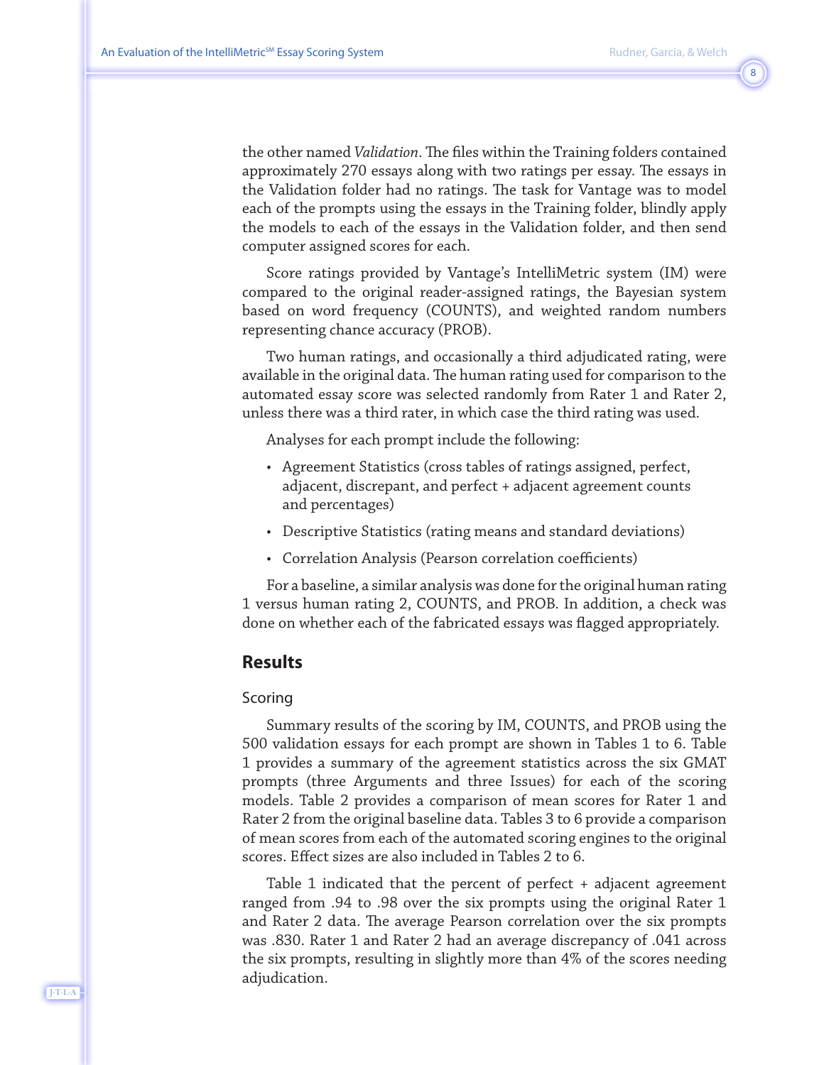the other named *Validation*. The files within the Training folders contained approximately 270 essays along with two ratings per essay. The essays in the Validation folder had no ratings. The task for Vantage was to model each of the prompts using the essays in the Training folder, blindly apply the models to each of the essays in the Validation folder, and then send computer assigned scores for each.

Score ratings provided by Vantage's IntelliMetric system (IM) were compared to the original reader-assigned ratings, the Bayesian system based on word frequency (COUNTS), and weighted random numbers representing chance accuracy (PROB).

Two human ratings, and occasionally a third adjudicated rating, were available in the original data. The human rating used for comparison to the automated essay score was selected randomly from Rater 1 and Rater 2, unless there was a third rater, in which case the third rating was used.

Analyses for each prompt include the following:

- Agreement Statistics (cross tables of ratings assigned, perfect, adjacent, discrepant, and perfect + adjacent agreement counts and percentages)
- Descriptive Statistics (rating means and standard deviations)
- Correlation Analysis (Pearson correlation coefficients)

For a baseline, a similar analysis was done for the original human rating 1 versus human rating 2, COUNTS, and PROB. In addition, a check was done on whether each of the fabricated essays was flagged appropriately.

## Results

### Scoring

Summary results of the scoring by IM, COUNTS, and PROB using the 500 validation essays for each prompt are shown in Tables 1 to 6. Table 1 provides a summary of the agreement statistics across the six GMAT prompts (three Arguments and three Issues) for each of the scoring models. Table 2 provides a comparison of mean scores for Rater 1 and Rater 2 from the original baseline data. Tables 3 to 6 provide a comparison of mean scores from each of the automated scoring engines to the original scores. Effect sizes are also included in Tables 2 to 6.

Table 1 indicated that the percent of perfect + adjacent agreement ranged from .94 to .98 over the six prompts using the original Rater 1 and Rater 2 data. The average Pearson correlation over the six prompts was .830. Rater 1 and Rater 2 had an average discrepancy of .041 across the six prompts, resulting in slightly more than 4% of the scores needing adjudication.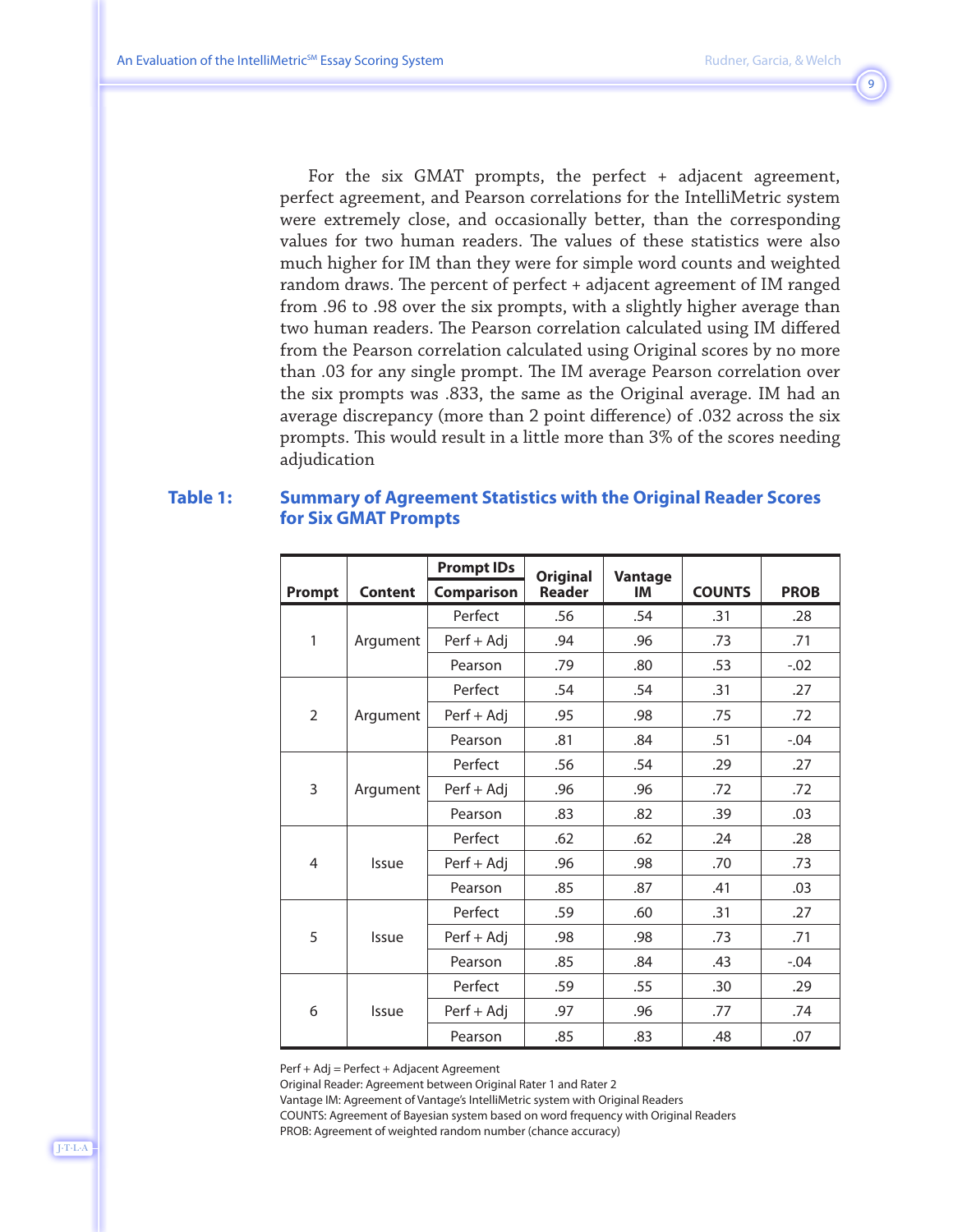For the six GMAT prompts, the perfect + adjacent agreement, perfect agreement, and Pearson correlations for the IntelliMetric system were extremely close, and occasionally better, than the corresponding values for two human readers. The values of these statistics were also much higher for IM than they were for simple word counts and weighted random draws. The percent of perfect + adjacent agreement of IM ranged from .96 to .98 over the six prompts, with a slightly higher average than two human readers. The Pearson correlation calculated using IM differed from the Pearson correlation calculated using Original scores by no more than .03 for any single prompt. The IM average Pearson correlation over the six prompts was .833, the same as the Original average. IM had an average discrepancy (more than 2 point difference) of .032 across the six prompts. This would result in a little more than 3% of the scores needing adjudication

**Table 1: Summary of Agreement Statistics with the Original Reader Scores for Six GMAT Prompts**

| Prompt | Content | Prompt IDs / Comparison | Original Reader | Vantage IM | COUNTS | PROB |
|---|---|---|---|---|---|---|
| 1 | Argument | Perfect | .56 | .54 | .31 | .28 |
| | | Perf + Adj | .94 | .96 | .73 | .71 |
| | | Pearson | .79 | .80 | .53 | -.02 |
| 2 | Argument | Perfect | .54 | .54 | .31 | .27 |
| | | Perf + Adj | .95 | .98 | .75 | .72 |
| | | Pearson | .81 | .84 | .51 | -.04 |
| 3 | Argument | Perfect | .56 | .54 | .29 | .27 |
| | | Perf + Adj | .96 | .96 | .72 | .72 |
| | | Pearson | .83 | .82 | .39 | .03 |
| 4 | Issue | Perfect | .62 | .62 | .24 | .28 |
| | | Perf + Adj | .96 | .98 | .70 | .73 |
| | | Pearson | .85 | .87 | .41 | .03 |
| 5 | Issue | Perfect | .59 | .60 | .31 | .27 |
| | | Perf + Adj | .98 | .98 | .73 | .71 |
| | | Pearson | .85 | .84 | .43 | -.04 |
| 6 | Issue | Perfect | .59 | .55 | .30 | .29 |
| | | Perf + Adj | .97 | .96 | .77 | .74 |
| | | Pearson | .85 | .83 | .48 | .07 |

Perf + Adj = Perfect + Adjacent Agreement  
Original Reader: Agreement between Original Rater 1 and Rater 2  
Vantage IM: Agreement of Vantage's IntelliMetric system with Original Readers  
COUNTS: Agreement of Bayesian system based on word frequency with Original Readers  
PROB: Agreement of weighted random number (chance accuracy)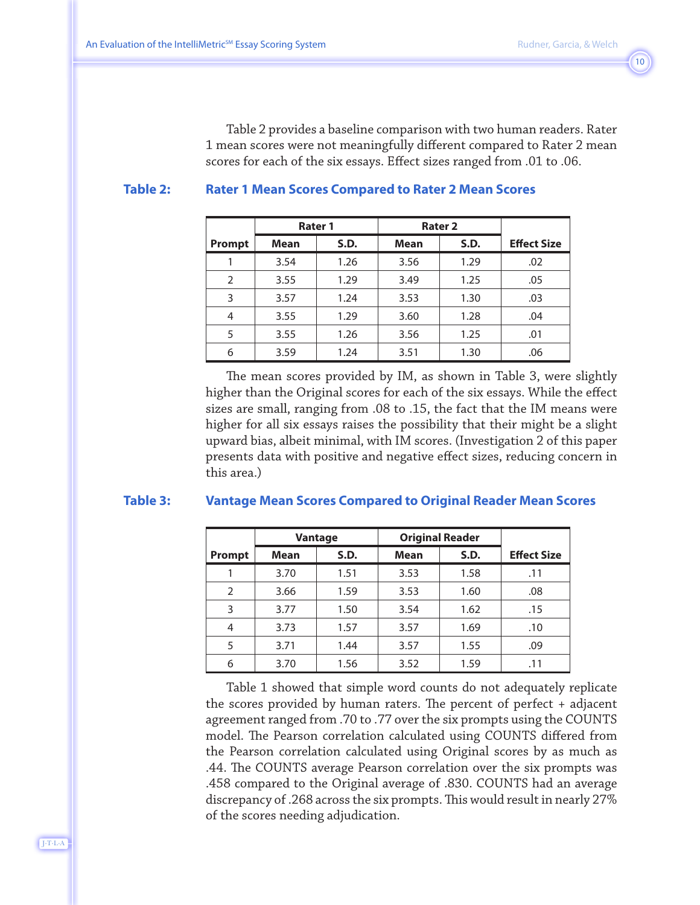Table 2 provides a baseline comparison with two human readers. Rater 1 mean scores were not meaningfully different compared to Rater 2 mean scores for each of the six essays. Effect sizes ranged from .01 to .06.

**Table 2: Rater 1 Mean Scores Compared to Rater 2 Mean Scores**

| | Rater 1 | | Rater 2 | | |
|---|---|---|---|---|---|
| **Prompt** | **Mean** | **S.D.** | **Mean** | **S.D.** | **Effect Size** |
| 1 | 3.54 | 1.26 | 3.56 | 1.29 | .02 |
| 2 | 3.55 | 1.29 | 3.49 | 1.25 | .05 |
| 3 | 3.57 | 1.24 | 3.53 | 1.30 | .03 |
| 4 | 3.55 | 1.29 | 3.60 | 1.28 | .04 |
| 5 | 3.55 | 1.26 | 3.56 | 1.25 | .01 |
| 6 | 3.59 | 1.24 | 3.51 | 1.30 | .06 |

The mean scores provided by IM, as shown in Table 3, were slightly higher than the Original scores for each of the six essays. While the effect sizes are small, ranging from .08 to .15, the fact that the IM means were higher for all six essays raises the possibility that their might be a slight upward bias, albeit minimal, with IM scores. (Investigation 2 of this paper presents data with positive and negative effect sizes, reducing concern in this area.)

**Table 3: Vantage Mean Scores Compared to Original Reader Mean Scores**

| | Vantage | | Original Reader | | |
|---|---|---|---|---|---|
| **Prompt** | **Mean** | **S.D.** | **Mean** | **S.D.** | **Effect Size** |
| 1 | 3.70 | 1.51 | 3.53 | 1.58 | .11 |
| 2 | 3.66 | 1.59 | 3.53 | 1.60 | .08 |
| 3 | 3.77 | 1.50 | 3.54 | 1.62 | .15 |
| 4 | 3.73 | 1.57 | 3.57 | 1.69 | .10 |
| 5 | 3.71 | 1.44 | 3.57 | 1.55 | .09 |
| 6 | 3.70 | 1.56 | 3.52 | 1.59 | .11 |

Table 1 showed that simple word counts do not adequately replicate the scores provided by human raters. The percent of perfect + adjacent agreement ranged from .70 to .77 over the six prompts using the COUNTS model. The Pearson correlation calculated using COUNTS differed from the Pearson correlation calculated using Original scores by as much as .44. The COUNTS average Pearson correlation over the six prompts was .458 compared to the Original average of .830. COUNTS had an average discrepancy of .268 across the six prompts. This would result in nearly 27% of the scores needing adjudication.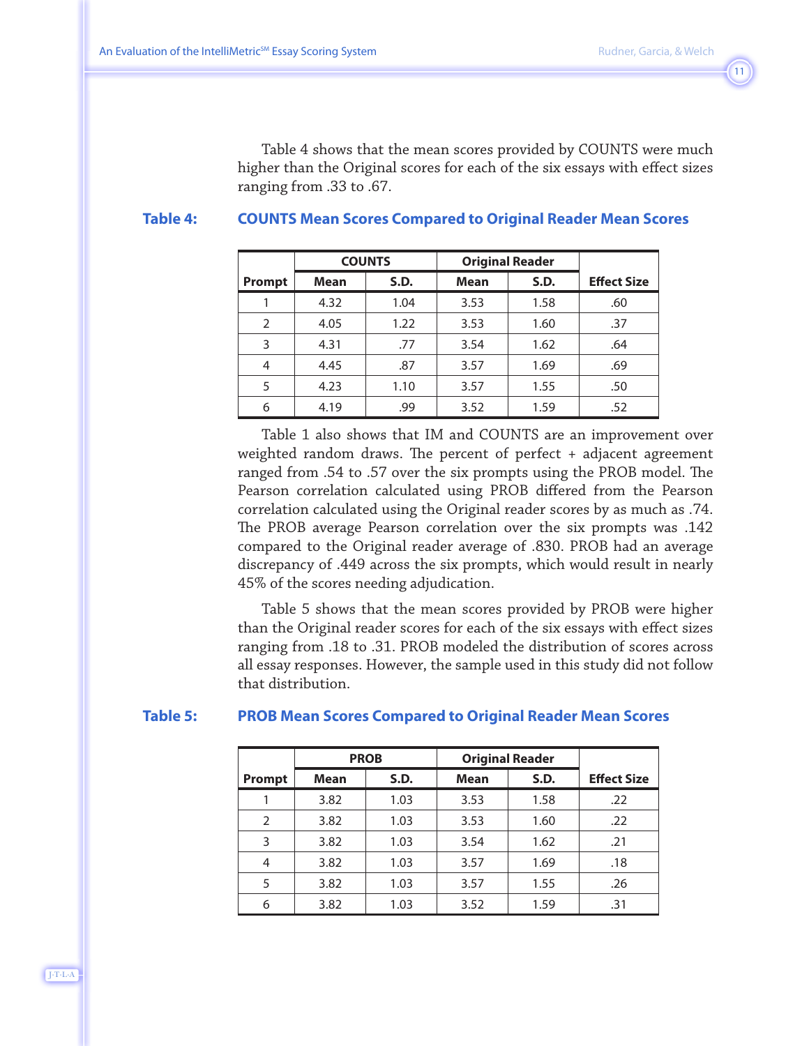Table 4 shows that the mean scores provided by COUNTS were much higher than the Original scores for each of the six essays with effect sizes ranging from .33 to .67.

**Table 4: COUNTS Mean Scores Compared to Original Reader Mean Scores**

| Prompt | COUNTS | | Original Reader | | Effect Size |
|---|---|---|---|---|---|
| | Mean | S.D. | Mean | S.D. | |
| 1 | 4.32 | 1.04 | 3.53 | 1.58 | .60 |
| 2 | 4.05 | 1.22 | 3.53 | 1.60 | .37 |
| 3 | 4.31 | .77 | 3.54 | 1.62 | .64 |
| 4 | 4.45 | .87 | 3.57 | 1.69 | .69 |
| 5 | 4.23 | 1.10 | 3.57 | 1.55 | .50 |
| 6 | 4.19 | .99 | 3.52 | 1.59 | .52 |

Table 1 also shows that IM and COUNTS are an improvement over weighted random draws. The percent of perfect + adjacent agreement ranged from .54 to .57 over the six prompts using the PROB model. The Pearson correlation calculated using PROB differed from the Pearson correlation calculated using the Original reader scores by as much as .74. The PROB average Pearson correlation over the six prompts was .142 compared to the Original reader average of .830. PROB had an average discrepancy of .449 across the six prompts, which would result in nearly 45% of the scores needing adjudication.

Table 5 shows that the mean scores provided by PROB were higher than the Original reader scores for each of the six essays with effect sizes ranging from .18 to .31. PROB modeled the distribution of scores across all essay responses. However, the sample used in this study did not follow that distribution.

**Table 5: PROB Mean Scores Compared to Original Reader Mean Scores**

| Prompt | PROB | | Original Reader | | Effect Size |
|---|---|---|---|---|---|
| | Mean | S.D. | Mean | S.D. | |
| 1 | 3.82 | 1.03 | 3.53 | 1.58 | .22 |
| 2 | 3.82 | 1.03 | 3.53 | 1.60 | .22 |
| 3 | 3.82 | 1.03 | 3.54 | 1.62 | .21 |
| 4 | 3.82 | 1.03 | 3.57 | 1.69 | .18 |
| 5 | 3.82 | 1.03 | 3.57 | 1.55 | .26 |
| 6 | 3.82 | 1.03 | 3.52 | 1.59 | .31 |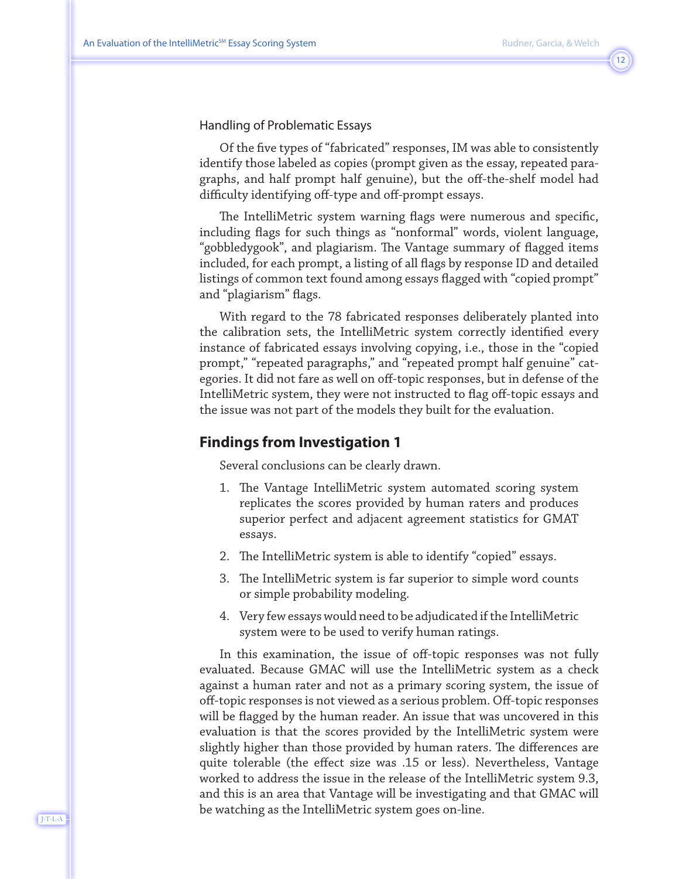### Handling of Problematic Essays

Of the five types of "fabricated" responses, IM was able to consistently identify those labeled as copies (prompt given as the essay, repeated paragraphs, and half prompt half genuine), but the off-the-shelf model had difficulty identifying off-type and off-prompt essays.

The IntelliMetric system warning flags were numerous and specific, including flags for such things as "nonformal" words, violent language, "gobbledygook", and plagiarism. The Vantage summary of flagged items included, for each prompt, a listing of all flags by response ID and detailed listings of common text found among essays flagged with "copied prompt" and "plagiarism" flags.

With regard to the 78 fabricated responses deliberately planted into the calibration sets, the IntelliMetric system correctly identified every instance of fabricated essays involving copying, i.e., those in the "copied prompt," "repeated paragraphs," and "repeated prompt half genuine" categories. It did not fare as well on off-topic responses, but in defense of the IntelliMetric system, they were not instructed to flag off-topic essays and the issue was not part of the models they built for the evaluation.

## Findings from Investigation 1

Several conclusions can be clearly drawn.

1. The Vantage IntelliMetric system automated scoring system replicates the scores provided by human raters and produces superior perfect and adjacent agreement statistics for GMAT essays.
2. The IntelliMetric system is able to identify "copied" essays.
3. The IntelliMetric system is far superior to simple word counts or simple probability modeling.
4. Very few essays would need to be adjudicated if the IntelliMetric system were to be used to verify human ratings.

In this examination, the issue of off-topic responses was not fully evaluated. Because GMAC will use the IntelliMetric system as a check against a human rater and not as a primary scoring system, the issue of off-topic responses is not viewed as a serious problem. Off-topic responses will be flagged by the human reader. An issue that was uncovered in this evaluation is that the scores provided by the IntelliMetric system were slightly higher than those provided by human raters. The differences are quite tolerable (the effect size was .15 or less). Nevertheless, Vantage worked to address the issue in the release of the IntelliMetric system 9.3, and this is an area that Vantage will be investigating and that GMAC will be watching as the IntelliMetric system goes on-line.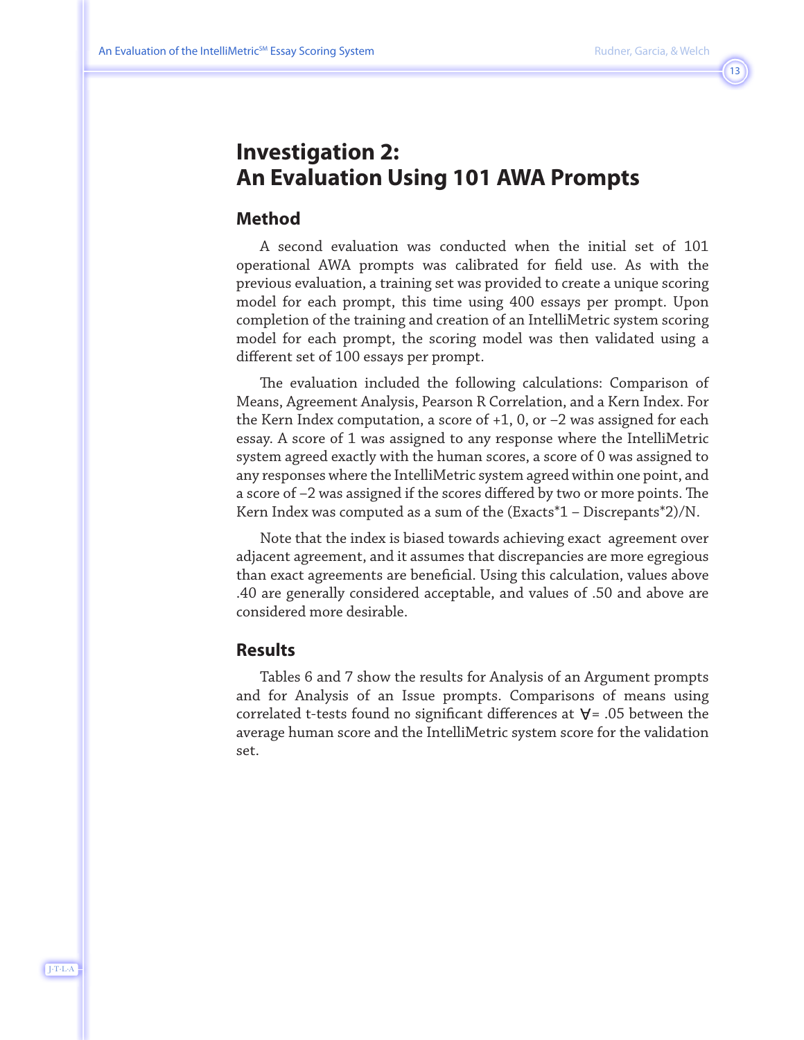# Investigation 2: An Evaluation Using 101 AWA Prompts

## Method

A second evaluation was conducted when the initial set of 101 operational AWA prompts was calibrated for field use. As with the previous evaluation, a training set was provided to create a unique scoring model for each prompt, this time using 400 essays per prompt. Upon completion of the training and creation of an IntelliMetric system scoring model for each prompt, the scoring model was then validated using a different set of 100 essays per prompt.

The evaluation included the following calculations: Comparison of Means, Agreement Analysis, Pearson R Correlation, and a Kern Index. For the Kern Index computation, a score of +1, 0, or –2 was assigned for each essay. A score of 1 was assigned to any response where the IntelliMetric system agreed exactly with the human scores, a score of 0 was assigned to any responses where the IntelliMetric system agreed within one point, and a score of –2 was assigned if the scores differed by two or more points. The Kern Index was computed as a sum of the (Exacts*1 – Discrepants*2)/N.

Note that the index is biased towards achieving exact agreement over adjacent agreement, and it assumes that discrepancies are more egregious than exact agreements are beneficial. Using this calculation, values above .40 are generally considered acceptable, and values of .50 and above are considered more desirable.

## Results

Tables 6 and 7 show the results for Analysis of an Argument prompts and for Analysis of an Issue prompts. Comparisons of means using correlated t-tests found no significant differences at ∀= .05 between the average human score and the IntelliMetric system score for the validation set.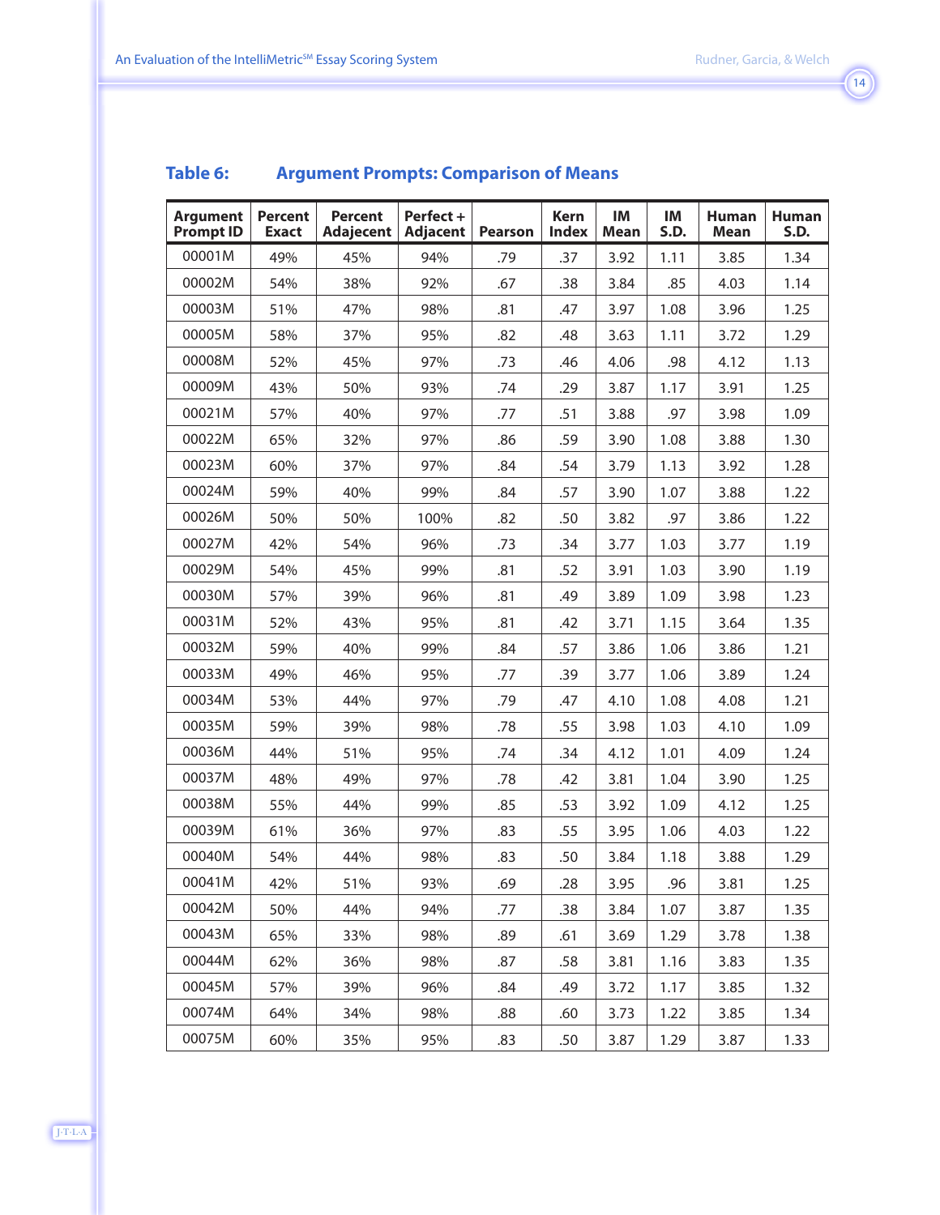**Table 6: Argument Prompts: Comparison of Means**

| Argument Prompt ID | Percent Exact | Percent Adajecent | Perfect + Adjacent | Pearson | Kern Index | IM Mean | IM S.D. | Human Mean | Human S.D. |
|---|---|---|---|---|---|---|---|---|---|
| 00001M | 49% | 45% | 94% | .79 | .37 | 3.92 | 1.11 | 3.85 | 1.34 |
| 00002M | 54% | 38% | 92% | .67 | .38 | 3.84 | .85 | 4.03 | 1.14 |
| 00003M | 51% | 47% | 98% | .81 | .47 | 3.97 | 1.08 | 3.96 | 1.25 |
| 00005M | 58% | 37% | 95% | .82 | .48 | 3.63 | 1.11 | 3.72 | 1.29 |
| 00008M | 52% | 45% | 97% | .73 | .46 | 4.06 | .98 | 4.12 | 1.13 |
| 00009M | 43% | 50% | 93% | .74 | .29 | 3.87 | 1.17 | 3.91 | 1.25 |
| 00021M | 57% | 40% | 97% | .77 | .51 | 3.88 | .97 | 3.98 | 1.09 |
| 00022M | 65% | 32% | 97% | .86 | .59 | 3.90 | 1.08 | 3.88 | 1.30 |
| 00023M | 60% | 37% | 97% | .84 | .54 | 3.79 | 1.13 | 3.92 | 1.28 |
| 00024M | 59% | 40% | 99% | .84 | .57 | 3.90 | 1.07 | 3.88 | 1.22 |
| 00026M | 50% | 50% | 100% | .82 | .50 | 3.82 | .97 | 3.86 | 1.22 |
| 00027M | 42% | 54% | 96% | .73 | .34 | 3.77 | 1.03 | 3.77 | 1.19 |
| 00029M | 54% | 45% | 99% | .81 | .52 | 3.91 | 1.03 | 3.90 | 1.19 |
| 00030M | 57% | 39% | 96% | .81 | .49 | 3.89 | 1.09 | 3.98 | 1.23 |
| 00031M | 52% | 43% | 95% | .81 | .42 | 3.71 | 1.15 | 3.64 | 1.35 |
| 00032M | 59% | 40% | 99% | .84 | .57 | 3.86 | 1.06 | 3.86 | 1.21 |
| 00033M | 49% | 46% | 95% | .77 | .39 | 3.77 | 1.06 | 3.89 | 1.24 |
| 00034M | 53% | 44% | 97% | .79 | .47 | 4.10 | 1.08 | 4.08 | 1.21 |
| 00035M | 59% | 39% | 98% | .78 | .55 | 3.98 | 1.03 | 4.10 | 1.09 |
| 00036M | 44% | 51% | 95% | .74 | .34 | 4.12 | 1.01 | 4.09 | 1.24 |
| 00037M | 48% | 49% | 97% | .78 | .42 | 3.81 | 1.04 | 3.90 | 1.25 |
| 00038M | 55% | 44% | 99% | .85 | .53 | 3.92 | 1.09 | 4.12 | 1.25 |
| 00039M | 61% | 36% | 97% | .83 | .55 | 3.95 | 1.06 | 4.03 | 1.22 |
| 00040M | 54% | 44% | 98% | .83 | .50 | 3.84 | 1.18 | 3.88 | 1.29 |
| 00041M | 42% | 51% | 93% | .69 | .28 | 3.95 | .96 | 3.81 | 1.25 |
| 00042M | 50% | 44% | 94% | .77 | .38 | 3.84 | 1.07 | 3.87 | 1.35 |
| 00043M | 65% | 33% | 98% | .89 | .61 | 3.69 | 1.29 | 3.78 | 1.38 |
| 00044M | 62% | 36% | 98% | .87 | .58 | 3.81 | 1.16 | 3.83 | 1.35 |
| 00045M | 57% | 39% | 96% | .84 | .49 | 3.72 | 1.17 | 3.85 | 1.32 |
| 00074M | 64% | 34% | 98% | .88 | .60 | 3.73 | 1.22 | 3.85 | 1.34 |
| 00075M | 60% | 35% | 95% | .83 | .50 | 3.87 | 1.29 | 3.87 | 1.33 |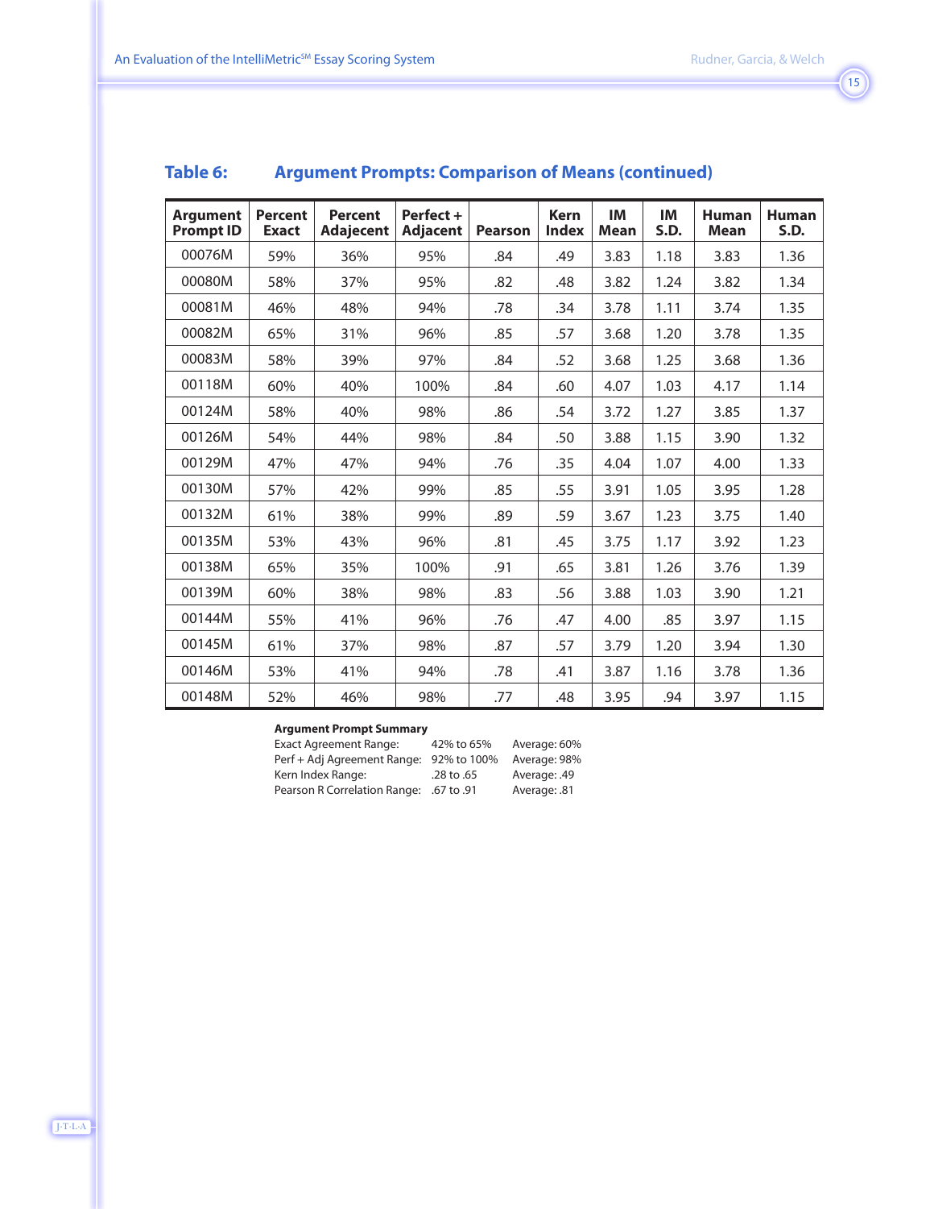## Table 6: Argument Prompts: Comparison of Means (continued)

| Argument Prompt ID | Percent Exact | Percent Adajecent | Perfect + Adjacent | Pearson | Kern Index | IM Mean | IM S.D. | Human Mean | Human S.D. |
|---|---|---|---|---|---|---|---|---|---|
| 00076M | 59% | 36% | 95% | .84 | .49 | 3.83 | 1.18 | 3.83 | 1.36 |
| 00080M | 58% | 37% | 95% | .82 | .48 | 3.82 | 1.24 | 3.82 | 1.34 |
| 00081M | 46% | 48% | 94% | .78 | .34 | 3.78 | 1.11 | 3.74 | 1.35 |
| 00082M | 65% | 31% | 96% | .85 | .57 | 3.68 | 1.20 | 3.78 | 1.35 |
| 00083M | 58% | 39% | 97% | .84 | .52 | 3.68 | 1.25 | 3.68 | 1.36 |
| 00118M | 60% | 40% | 100% | .84 | .60 | 4.07 | 1.03 | 4.17 | 1.14 |
| 00124M | 58% | 40% | 98% | .86 | .54 | 3.72 | 1.27 | 3.85 | 1.37 |
| 00126M | 54% | 44% | 98% | .84 | .50 | 3.88 | 1.15 | 3.90 | 1.32 |
| 00129M | 47% | 47% | 94% | .76 | .35 | 4.04 | 1.07 | 4.00 | 1.33 |
| 00130M | 57% | 42% | 99% | .85 | .55 | 3.91 | 1.05 | 3.95 | 1.28 |
| 00132M | 61% | 38% | 99% | .89 | .59 | 3.67 | 1.23 | 3.75 | 1.40 |
| 00135M | 53% | 43% | 96% | .81 | .45 | 3.75 | 1.17 | 3.92 | 1.23 |
| 00138M | 65% | 35% | 100% | .91 | .65 | 3.81 | 1.26 | 3.76 | 1.39 |
| 00139M | 60% | 38% | 98% | .83 | .56 | 3.88 | 1.03 | 3.90 | 1.21 |
| 00144M | 55% | 41% | 96% | .76 | .47 | 4.00 | .85 | 3.97 | 1.15 |
| 00145M | 61% | 37% | 98% | .87 | .57 | 3.79 | 1.20 | 3.94 | 1.30 |
| 00146M | 53% | 41% | 94% | .78 | .41 | 3.87 | 1.16 | 3.78 | 1.36 |
| 00148M | 52% | 46% | 98% | .77 | .48 | 3.95 | .94 | 3.97 | 1.15 |

**Argument Prompt Summary**

| | | |
|---|---|---|
| Exact Agreement Range: | 42% to 65% | Average: 60% |
| Perf + Adj Agreement Range: | 92% to 100% | Average: 98% |
| Kern Index Range: | .28 to .65 | Average: .49 |
| Pearson R Correlation Range: | .67 to .91 | Average: .81 |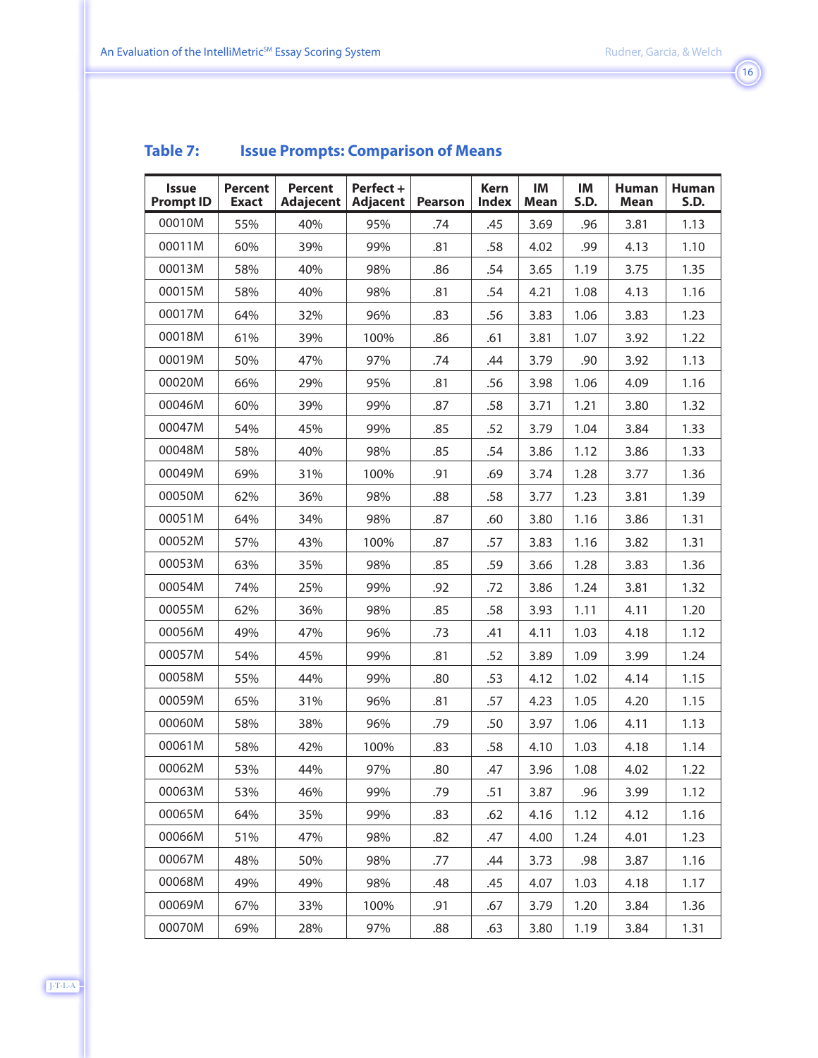## Table 7: Issue Prompts: Comparison of Means

| Issue Prompt ID | Percent Exact | Percent Adajecent | Perfect + Adjacent | Pearson | Kern Index | IM Mean | IM S.D. | Human Mean | Human S.D. |
|---|---|---|---|---|---|---|---|---|---|
| 00010M | 55% | 40% | 95% | .74 | .45 | 3.69 | .96 | 3.81 | 1.13 |
| 00011M | 60% | 39% | 99% | .81 | .58 | 4.02 | .99 | 4.13 | 1.10 |
| 00013M | 58% | 40% | 98% | .86 | .54 | 3.65 | 1.19 | 3.75 | 1.35 |
| 00015M | 58% | 40% | 98% | .81 | .54 | 4.21 | 1.08 | 4.13 | 1.16 |
| 00017M | 64% | 32% | 96% | .83 | .56 | 3.83 | 1.06 | 3.83 | 1.23 |
| 00018M | 61% | 39% | 100% | .86 | .61 | 3.81 | 1.07 | 3.92 | 1.22 |
| 00019M | 50% | 47% | 97% | .74 | .44 | 3.79 | .90 | 3.92 | 1.13 |
| 00020M | 66% | 29% | 95% | .81 | .56 | 3.98 | 1.06 | 4.09 | 1.16 |
| 00046M | 60% | 39% | 99% | .87 | .58 | 3.71 | 1.21 | 3.80 | 1.32 |
| 00047M | 54% | 45% | 99% | .85 | .52 | 3.79 | 1.04 | 3.84 | 1.33 |
| 00048M | 58% | 40% | 98% | .85 | .54 | 3.86 | 1.12 | 3.86 | 1.33 |
| 00049M | 69% | 31% | 100% | .91 | .69 | 3.74 | 1.28 | 3.77 | 1.36 |
| 00050M | 62% | 36% | 98% | .88 | .58 | 3.77 | 1.23 | 3.81 | 1.39 |
| 00051M | 64% | 34% | 98% | .87 | .60 | 3.80 | 1.16 | 3.86 | 1.31 |
| 00052M | 57% | 43% | 100% | .87 | .57 | 3.83 | 1.16 | 3.82 | 1.31 |
| 00053M | 63% | 35% | 98% | .85 | .59 | 3.66 | 1.28 | 3.83 | 1.36 |
| 00054M | 74% | 25% | 99% | .92 | .72 | 3.86 | 1.24 | 3.81 | 1.32 |
| 00055M | 62% | 36% | 98% | .85 | .58 | 3.93 | 1.11 | 4.11 | 1.20 |
| 00056M | 49% | 47% | 96% | .73 | .41 | 4.11 | 1.03 | 4.18 | 1.12 |
| 00057M | 54% | 45% | 99% | .81 | .52 | 3.89 | 1.09 | 3.99 | 1.24 |
| 00058M | 55% | 44% | 99% | .80 | .53 | 4.12 | 1.02 | 4.14 | 1.15 |
| 00059M | 65% | 31% | 96% | .81 | .57 | 4.23 | 1.05 | 4.20 | 1.15 |
| 00060M | 58% | 38% | 96% | .79 | .50 | 3.97 | 1.06 | 4.11 | 1.13 |
| 00061M | 58% | 42% | 100% | .83 | .58 | 4.10 | 1.03 | 4.18 | 1.14 |
| 00062M | 53% | 44% | 97% | .80 | .47 | 3.96 | 1.08 | 4.02 | 1.22 |
| 00063M | 53% | 46% | 99% | .79 | .51 | 3.87 | .96 | 3.99 | 1.12 |
| 00065M | 64% | 35% | 99% | .83 | .62 | 4.16 | 1.12 | 4.12 | 1.16 |
| 00066M | 51% | 47% | 98% | .82 | .47 | 4.00 | 1.24 | 4.01 | 1.23 |
| 00067M | 48% | 50% | 98% | .77 | .44 | 3.73 | .98 | 3.87 | 1.16 |
| 00068M | 49% | 49% | 98% | .48 | .45 | 4.07 | 1.03 | 4.18 | 1.17 |
| 00069M | 67% | 33% | 100% | .91 | .67 | 3.79 | 1.20 | 3.84 | 1.36 |
| 00070M | 69% | 28% | 97% | .88 | .63 | 3.80 | 1.19 | 3.84 | 1.31 |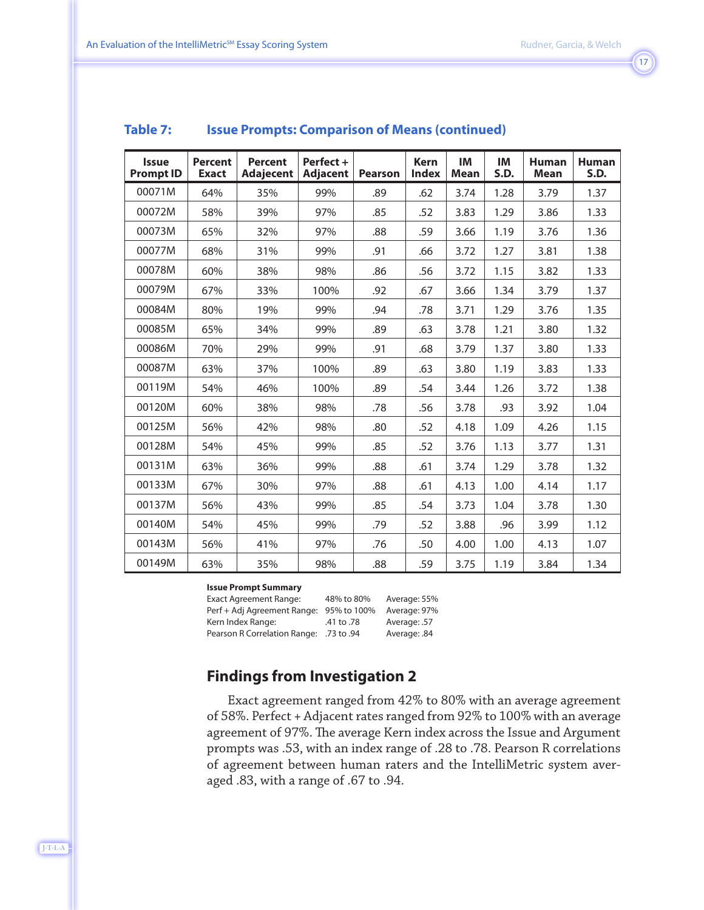**Table 7: Issue Prompts: Comparison of Means (continued)**

| Issue Prompt ID | Percent Exact | Percent Adjecent | Perfect + Adjacent | Pearson | Kern Index | IM Mean | IM S.D. | Human Mean | Human S.D. |
|---|---|---|---|---|---|---|---|---|---|
| 00071M | 64% | 35% | 99% | .89 | .62 | 3.74 | 1.28 | 3.79 | 1.37 |
| 00072M | 58% | 39% | 97% | .85 | .52 | 3.83 | 1.29 | 3.86 | 1.33 |
| 00073M | 65% | 32% | 97% | .88 | .59 | 3.66 | 1.19 | 3.76 | 1.36 |
| 00077M | 68% | 31% | 99% | .91 | .66 | 3.72 | 1.27 | 3.81 | 1.38 |
| 00078M | 60% | 38% | 98% | .86 | .56 | 3.72 | 1.15 | 3.82 | 1.33 |
| 00079M | 67% | 33% | 100% | .92 | .67 | 3.66 | 1.34 | 3.79 | 1.37 |
| 00084M | 80% | 19% | 99% | .94 | .78 | 3.71 | 1.29 | 3.76 | 1.35 |
| 00085M | 65% | 34% | 99% | .89 | .63 | 3.78 | 1.21 | 3.80 | 1.32 |
| 00086M | 70% | 29% | 99% | .91 | .68 | 3.79 | 1.37 | 3.80 | 1.33 |
| 00087M | 63% | 37% | 100% | .89 | .63 | 3.80 | 1.19 | 3.83 | 1.33 |
| 00119M | 54% | 46% | 100% | .89 | .54 | 3.44 | 1.26 | 3.72 | 1.38 |
| 00120M | 60% | 38% | 98% | .78 | .56 | 3.78 | .93 | 3.92 | 1.04 |
| 00125M | 56% | 42% | 98% | .80 | .52 | 4.18 | 1.09 | 4.26 | 1.15 |
| 00128M | 54% | 45% | 99% | .85 | .52 | 3.76 | 1.13 | 3.77 | 1.31 |
| 00131M | 63% | 36% | 99% | .88 | .61 | 3.74 | 1.29 | 3.78 | 1.32 |
| 00133M | 67% | 30% | 97% | .88 | .61 | 4.13 | 1.00 | 4.14 | 1.17 |
| 00137M | 56% | 43% | 99% | .85 | .54 | 3.73 | 1.04 | 3.78 | 1.30 |
| 00140M | 54% | 45% | 99% | .79 | .52 | 3.88 | .96 | 3.99 | 1.12 |
| 00143M | 56% | 41% | 97% | .76 | .50 | 4.00 | 1.00 | 4.13 | 1.07 |
| 00149M | 63% | 35% | 98% | .88 | .59 | 3.75 | 1.19 | 3.84 | 1.34 |

**Issue Prompt Summary**

| | | |
|---|---|---|
| Exact Agreement Range: | 48% to 80% | Average: 55% |
| Perf + Adj Agreement Range: | 95% to 100% | Average: 97% |
| Kern Index Range: | .41 to .78 | Average: .57 |
| Pearson R Correlation Range: | .73 to .94 | Average: .84 |

## Findings from Investigation 2

Exact agreement ranged from 42% to 80% with an average agreement of 58%. Perfect + Adjacent rates ranged from 92% to 100% with an average agreement of 97%. The average Kern index across the Issue and Argument prompts was .53, with an index range of .28 to .78. Pearson R correlations of agreement between human raters and the IntelliMetric system averaged .83, with a range of .67 to .94.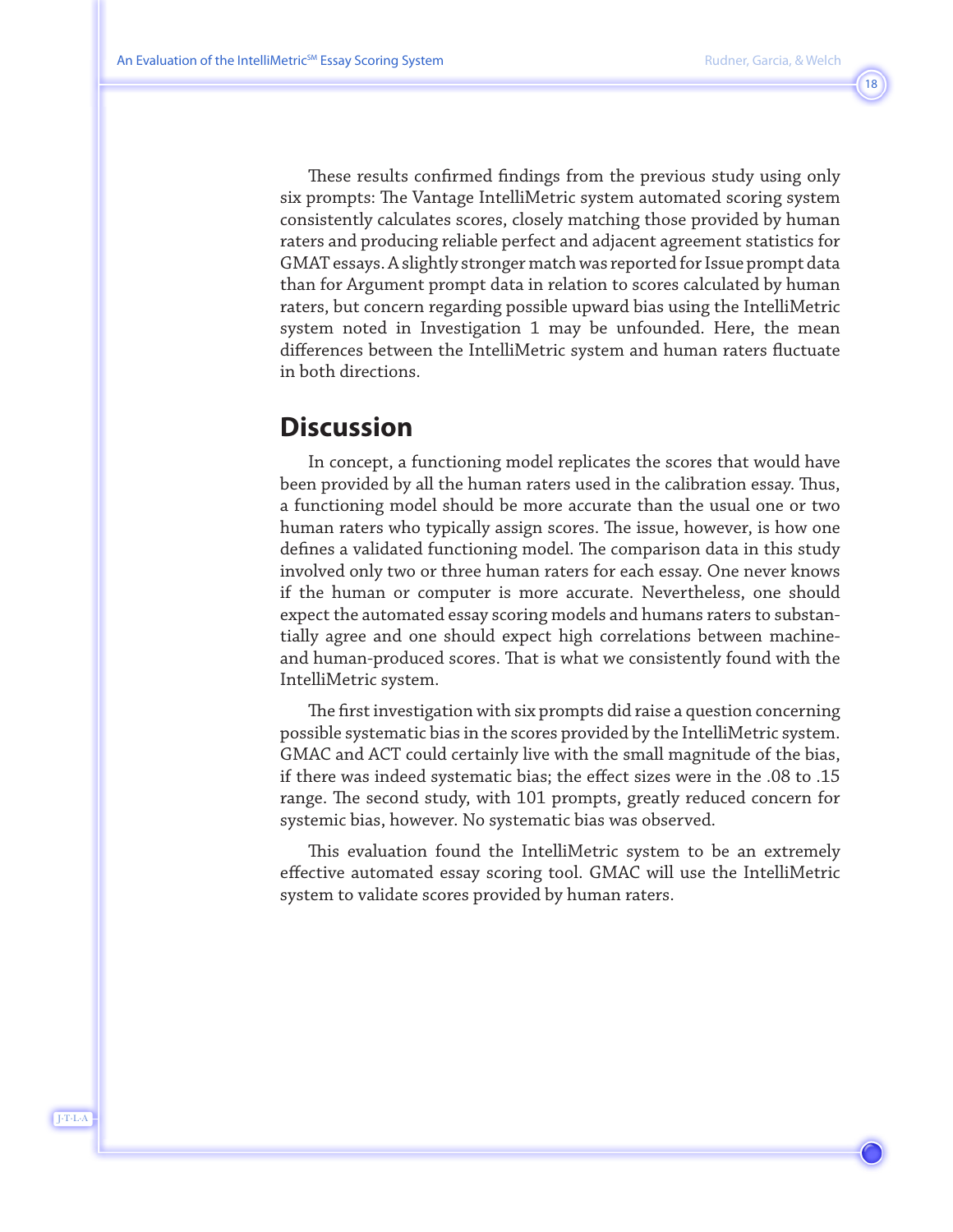These results confirmed findings from the previous study using only six prompts: The Vantage IntelliMetric system automated scoring system consistently calculates scores, closely matching those provided by human raters and producing reliable perfect and adjacent agreement statistics for GMAT essays. A slightly stronger match was reported for Issue prompt data than for Argument prompt data in relation to scores calculated by human raters, but concern regarding possible upward bias using the IntelliMetric system noted in Investigation 1 may be unfounded. Here, the mean differences between the IntelliMetric system and human raters fluctuate in both directions.

## Discussion

In concept, a functioning model replicates the scores that would have been provided by all the human raters used in the calibration essay. Thus, a functioning model should be more accurate than the usual one or two human raters who typically assign scores. The issue, however, is how one defines a validated functioning model. The comparison data in this study involved only two or three human raters for each essay. One never knows if the human or computer is more accurate. Nevertheless, one should expect the automated essay scoring models and humans raters to substantially agree and one should expect high correlations between machine- and human-produced scores. That is what we consistently found with the IntelliMetric system.

The first investigation with six prompts did raise a question concerning possible systematic bias in the scores provided by the IntelliMetric system. GMAC and ACT could certainly live with the small magnitude of the bias, if there was indeed systematic bias; the effect sizes were in the .08 to .15 range. The second study, with 101 prompts, greatly reduced concern for systemic bias, however. No systematic bias was observed.

This evaluation found the IntelliMetric system to be an extremely effective automated essay scoring tool. GMAC will use the IntelliMetric system to validate scores provided by human raters.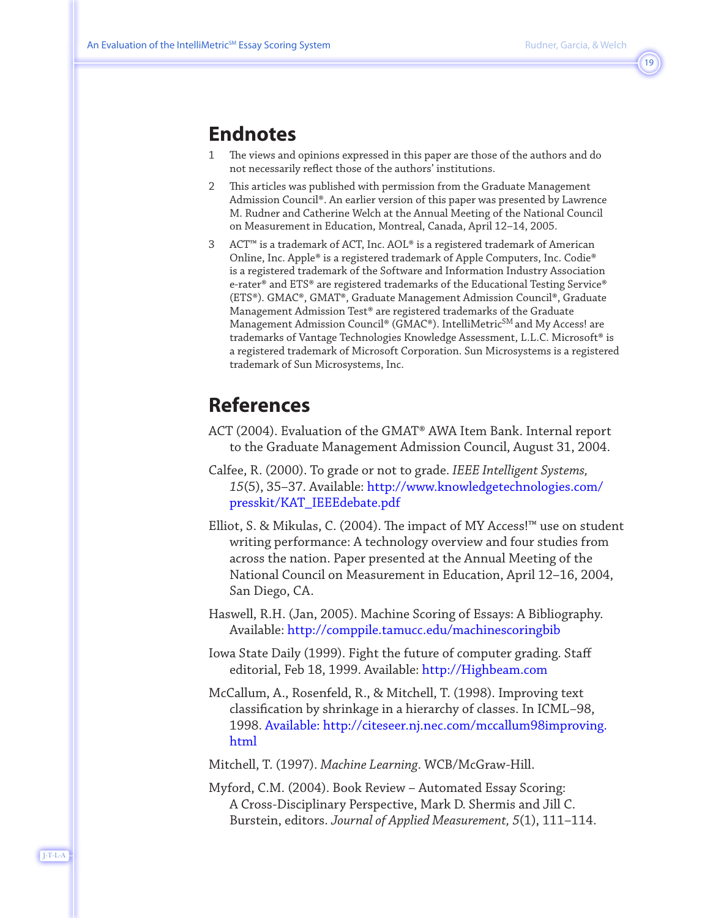## Endnotes

1. The views and opinions expressed in this paper are those of the authors and do not necessarily reflect those of the authors' institutions.
2. This articles was published with permission from the Graduate Management Admission Council®. An earlier version of this paper was presented by Lawrence M. Rudner and Catherine Welch at the Annual Meeting of the National Council on Measurement in Education, Montreal, Canada, April 12–14, 2005.
3. ACT™ is a trademark of ACT, Inc. AOL® is a registered trademark of American Online, Inc. Apple® is a registered trademark of Apple Computers, Inc. Codie® is a registered trademark of the Software and Information Industry Association e-rater® and ETS® are registered trademarks of the Educational Testing Service® (ETS®). GMAC®, GMAT®, Graduate Management Admission Council®, Graduate Management Admission Test® are registered trademarks of the Graduate Management Admission Council® (GMAC®). IntelliMetric℠ and My Access! are trademarks of Vantage Technologies Knowledge Assessment, L.L.C. Microsoft® is a registered trademark of Microsoft Corporation. Sun Microsystems is a registered trademark of Sun Microsystems, Inc.

## References

ACT (2004). Evaluation of the GMAT® AWA Item Bank. Internal report to the Graduate Management Admission Council, August 31, 2004.

Calfee, R. (2000). To grade or not to grade. *IEEE Intelligent Systems, 15*(5), 35–37. Available: http://www.knowledgetechnologies.com/presskit/KAT_IEEEdebate.pdf

Elliot, S. & Mikulas, C. (2004). The impact of MY Access!™ use on student writing performance: A technology overview and four studies from across the nation. Paper presented at the Annual Meeting of the National Council on Measurement in Education, April 12–16, 2004, San Diego, CA.

Haswell, R.H. (Jan, 2005). Machine Scoring of Essays: A Bibliography. Available: http://comppile.tamucc.edu/machinescoringbib

Iowa State Daily (1999). Fight the future of computer grading. Staff editorial, Feb 18, 1999. Available: http://Highbeam.com

McCallum, A., Rosenfeld, R., & Mitchell, T. (1998). Improving text classification by shrinkage in a hierarchy of classes. In ICML–98, 1998. Available: http://citeseer.nj.nec.com/mccallum98improving.html

Mitchell, T. (1997). *Machine Learning*. WCB/McGraw-Hill.

Myford, C.M. (2004). Book Review – Automated Essay Scoring: A Cross-Disciplinary Perspective, Mark D. Shermis and Jill C. Burstein, editors. *Journal of Applied Measurement, 5*(1), 111–114.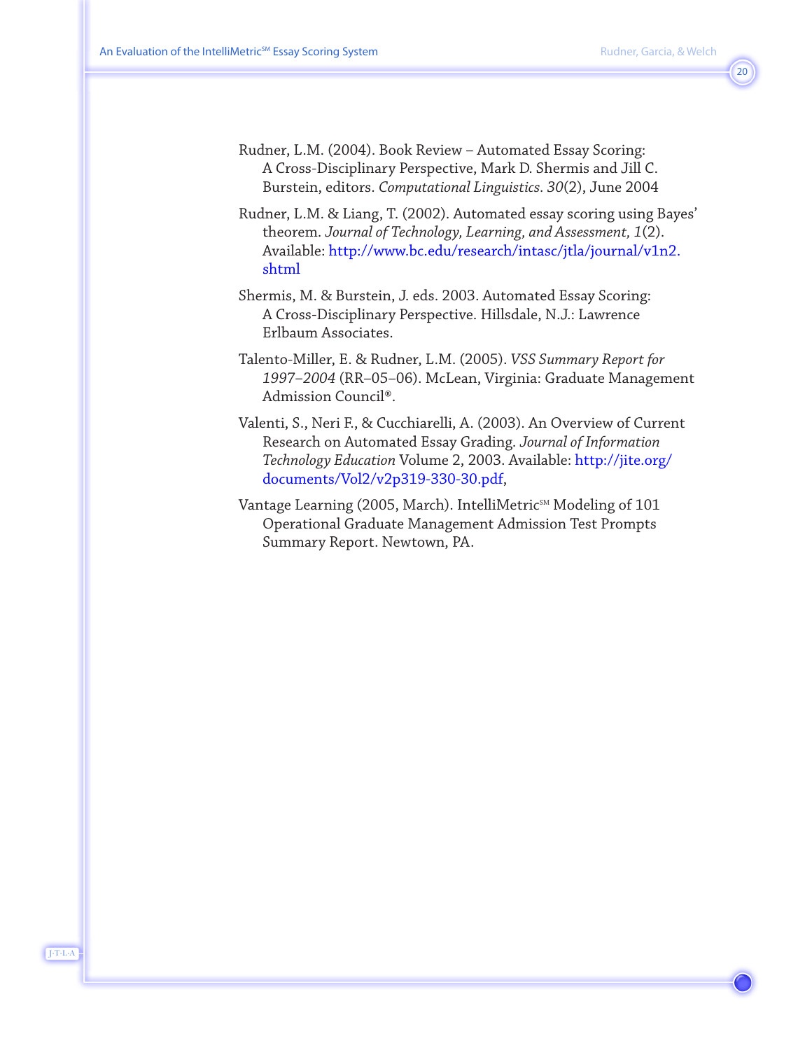Rudner, L.M. (2004). Book Review – Automated Essay Scoring: A Cross-Disciplinary Perspective, Mark D. Shermis and Jill C. Burstein, editors. *Computational Linguistics*. *30*(2), June 2004

Rudner, L.M. & Liang, T. (2002). Automated essay scoring using Bayes' theorem. *Journal of Technology, Learning, and Assessment, 1*(2). Available: http://www.bc.edu/research/intasc/jtla/journal/v1n2.shtml

Shermis, M. & Burstein, J. eds. 2003. Automated Essay Scoring: A Cross-Disciplinary Perspective. Hillsdale, N.J.: Lawrence Erlbaum Associates.

Talento-Miller, E. & Rudner, L.M. (2005). *VSS Summary Report for 1997–2004* (RR–05–06). McLean, Virginia: Graduate Management Admission Council®.

Valenti, S., Neri F., & Cucchiarelli, A. (2003). An Overview of Current Research on Automated Essay Grading. *Journal of Information Technology Education* Volume 2, 2003. Available: http://jite.org/documents/Vol2/v2p319-330-30.pdf,

Vantage Learning (2005, March). IntelliMetric℠ Modeling of 101 Operational Graduate Management Admission Test Prompts Summary Report. Newtown, PA.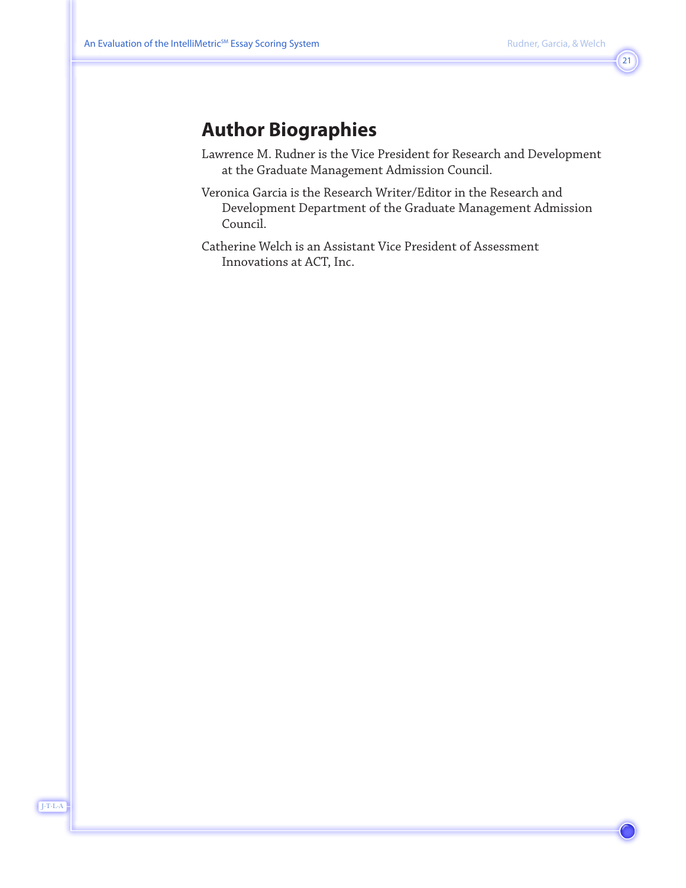## Author Biographies

Lawrence M. Rudner is the Vice President for Research and Development at the Graduate Management Admission Council.

Veronica Garcia is the Research Writer/Editor in the Research and Development Department of the Graduate Management Admission Council.

Catherine Welch is an Assistant Vice President of Assessment Innovations at ACT, Inc.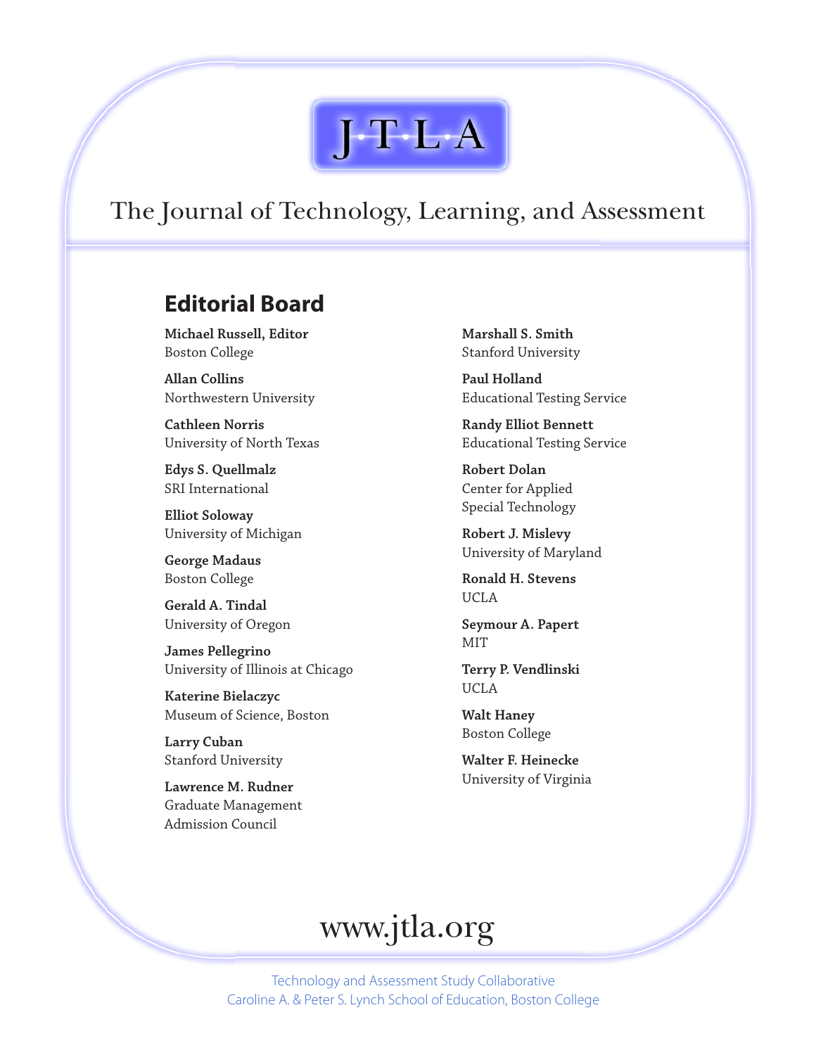# J·T·L·A

## The Journal of Technology, Learning, and Assessment

### Editorial Board

**Michael Russell, Editor**
Boston College

**Allan Collins**
Northwestern University

**Cathleen Norris**
University of North Texas

**Edys S. Quellmalz**
SRI International

**Elliot Soloway**
University of Michigan

**George Madaus**
Boston College

**Gerald A. Tindal**
University of Oregon

**James Pellegrino**
University of Illinois at Chicago

**Katerine Bielaczyc**
Museum of Science, Boston

**Larry Cuban**
Stanford University

**Lawrence M. Rudner**
Graduate Management Admission Council

**Marshall S. Smith**
Stanford University

**Paul Holland**
Educational Testing Service

**Randy Elliot Bennett**
Educational Testing Service

**Robert Dolan**
Center for Applied Special Technology

**Robert J. Mislevy**
University of Maryland

**Ronald H. Stevens**
UCLA

**Seymour A. Papert**
MIT

**Terry P. Vendlinski**
UCLA

**Walt Haney**
Boston College

**Walter F. Heinecke**
University of Virginia

www.jtla.org

Technology and Assessment Study Collaborative
Caroline A. & Peter S. Lynch School of Education, Boston College